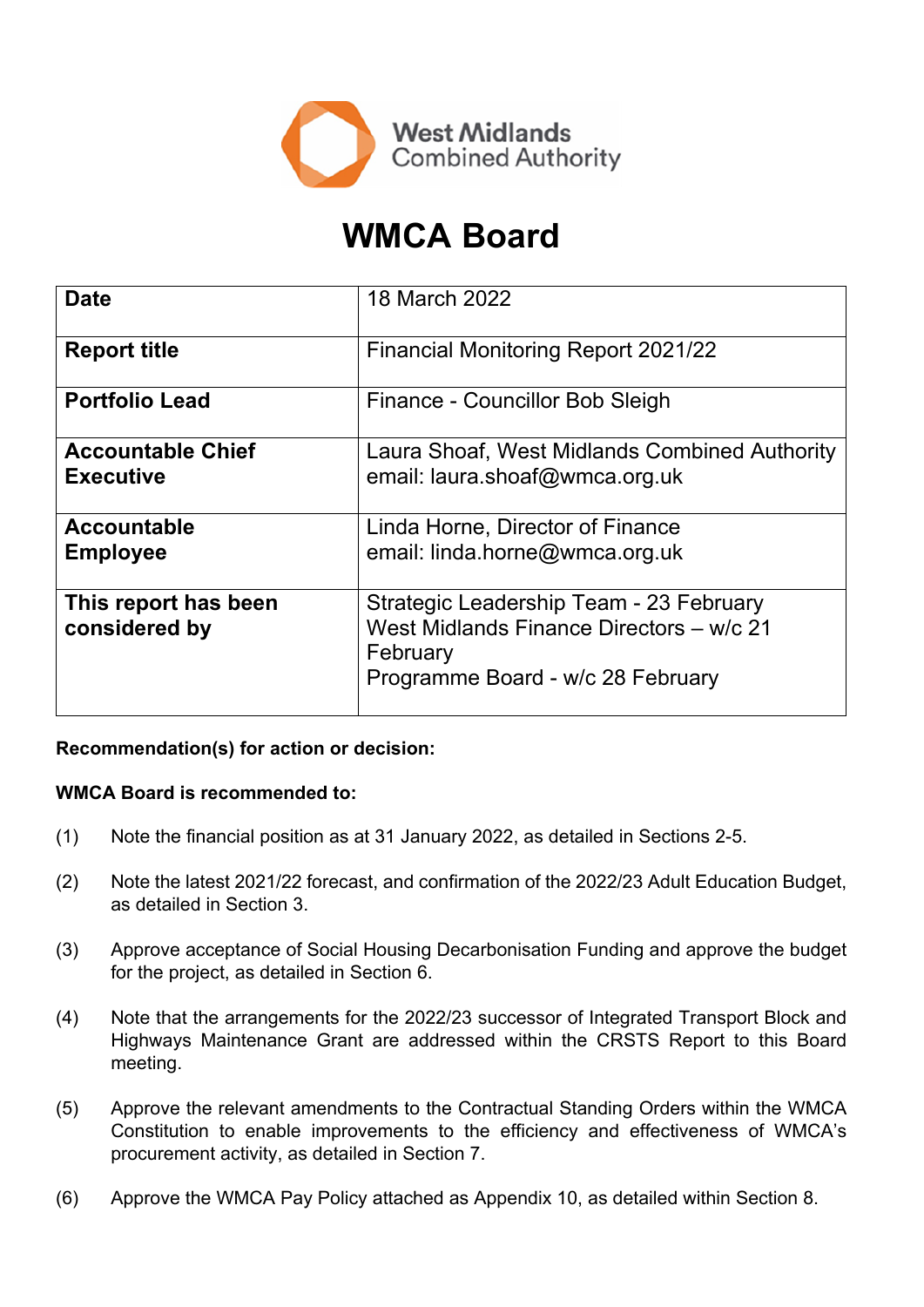West Midlands Combined Authority

# WMCA Board

| Date | 18 March 2022 |
|---|---|
| **Report title** | Financial Monitoring Report 2021/22 |
| **Portfolio Lead** | Finance - Councillor Bob Sleigh |
| **Accountable Chief Executive** | Laura Shoaf, West Midlands Combined Authority<br>email: laura.shoaf@wmca.org.uk |
| **Accountable Employee** | Linda Horne, Director of Finance<br>email: linda.horne@wmca.org.uk |
| **This report has been considered by** | Strategic Leadership Team - 23 February<br>West Midlands Finance Directors – w/c 21 February<br>Programme Board - w/c 28 February |

**Recommendation(s) for action or decision:**

**WMCA Board is recommended to:**

(1) Note the financial position as at 31 January 2022, as detailed in Sections 2-5.

(2) Note the latest 2021/22 forecast, and confirmation of the 2022/23 Adult Education Budget, as detailed in Section 3.

(3) Approve acceptance of Social Housing Decarbonisation Funding and approve the budget for the project, as detailed in Section 6.

(4) Note that the arrangements for the 2022/23 successor of Integrated Transport Block and Highways Maintenance Grant are addressed within the CRSTS Report to this Board meeting.

(5) Approve the relevant amendments to the Contractual Standing Orders within the WMCA Constitution to enable improvements to the efficiency and effectiveness of WMCA's procurement activity, as detailed in Section 7.

(6) Approve the WMCA Pay Policy attached as Appendix 10, as detailed within Section 8.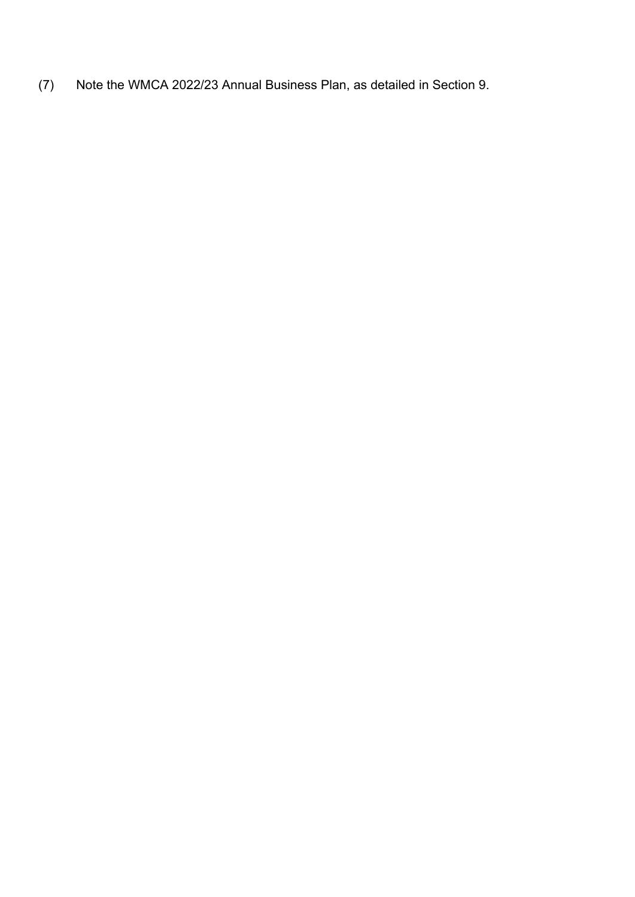(7) Note the WMCA 2022/23 Annual Business Plan, as detailed in Section 9.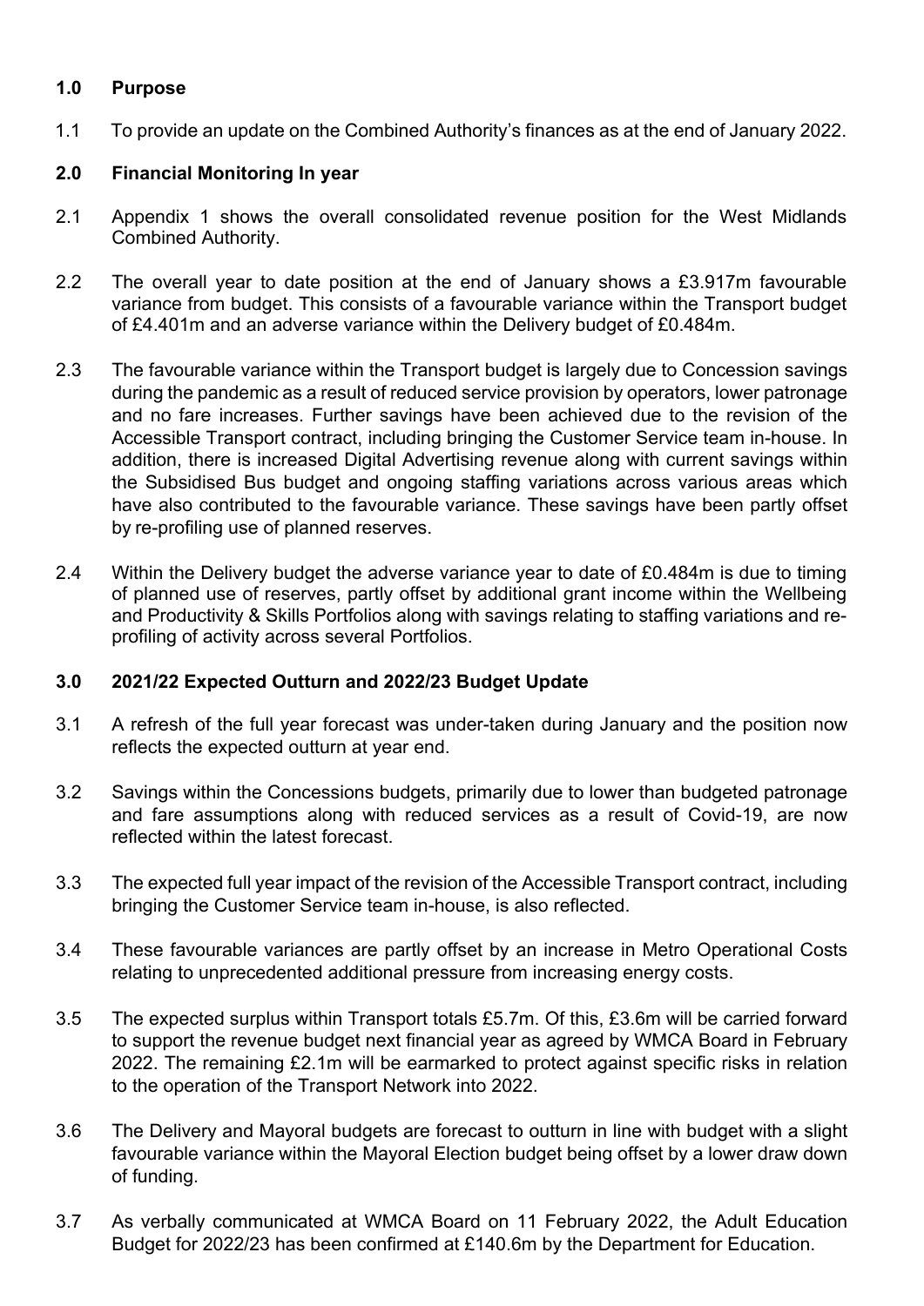## 1.0 Purpose

1.1 To provide an update on the Combined Authority's finances as at the end of January 2022.

## 2.0 Financial Monitoring In year

2.1 Appendix 1 shows the overall consolidated revenue position for the West Midlands Combined Authority.

2.2 The overall year to date position at the end of January shows a £3.917m favourable variance from budget. This consists of a favourable variance within the Transport budget of £4.401m and an adverse variance within the Delivery budget of £0.484m.

2.3 The favourable variance within the Transport budget is largely due to Concession savings during the pandemic as a result of reduced service provision by operators, lower patronage and no fare increases. Further savings have been achieved due to the revision of the Accessible Transport contract, including bringing the Customer Service team in-house. In addition, there is increased Digital Advertising revenue along with current savings within the Subsidised Bus budget and ongoing staffing variations across various areas which have also contributed to the favourable variance. These savings have been partly offset by re-profiling use of planned reserves.

2.4 Within the Delivery budget the adverse variance year to date of £0.484m is due to timing of planned use of reserves, partly offset by additional grant income within the Wellbeing and Productivity & Skills Portfolios along with savings relating to staffing variations and re-profiling of activity across several Portfolios.

## 3.0 2021/22 Expected Outturn and 2022/23 Budget Update

3.1 A refresh of the full year forecast was under-taken during January and the position now reflects the expected outturn at year end.

3.2 Savings within the Concessions budgets, primarily due to lower than budgeted patronage and fare assumptions along with reduced services as a result of Covid-19, are now reflected within the latest forecast.

3.3 The expected full year impact of the revision of the Accessible Transport contract, including bringing the Customer Service team in-house, is also reflected.

3.4 These favourable variances are partly offset by an increase in Metro Operational Costs relating to unprecedented additional pressure from increasing energy costs.

3.5 The expected surplus within Transport totals £5.7m. Of this, £3.6m will be carried forward to support the revenue budget next financial year as agreed by WMCA Board in February 2022. The remaining £2.1m will be earmarked to protect against specific risks in relation to the operation of the Transport Network into 2022.

3.6 The Delivery and Mayoral budgets are forecast to outturn in line with budget with a slight favourable variance within the Mayoral Election budget being offset by a lower draw down of funding.

3.7 As verbally communicated at WMCA Board on 11 February 2022, the Adult Education Budget for 2022/23 has been confirmed at £140.6m by the Department for Education.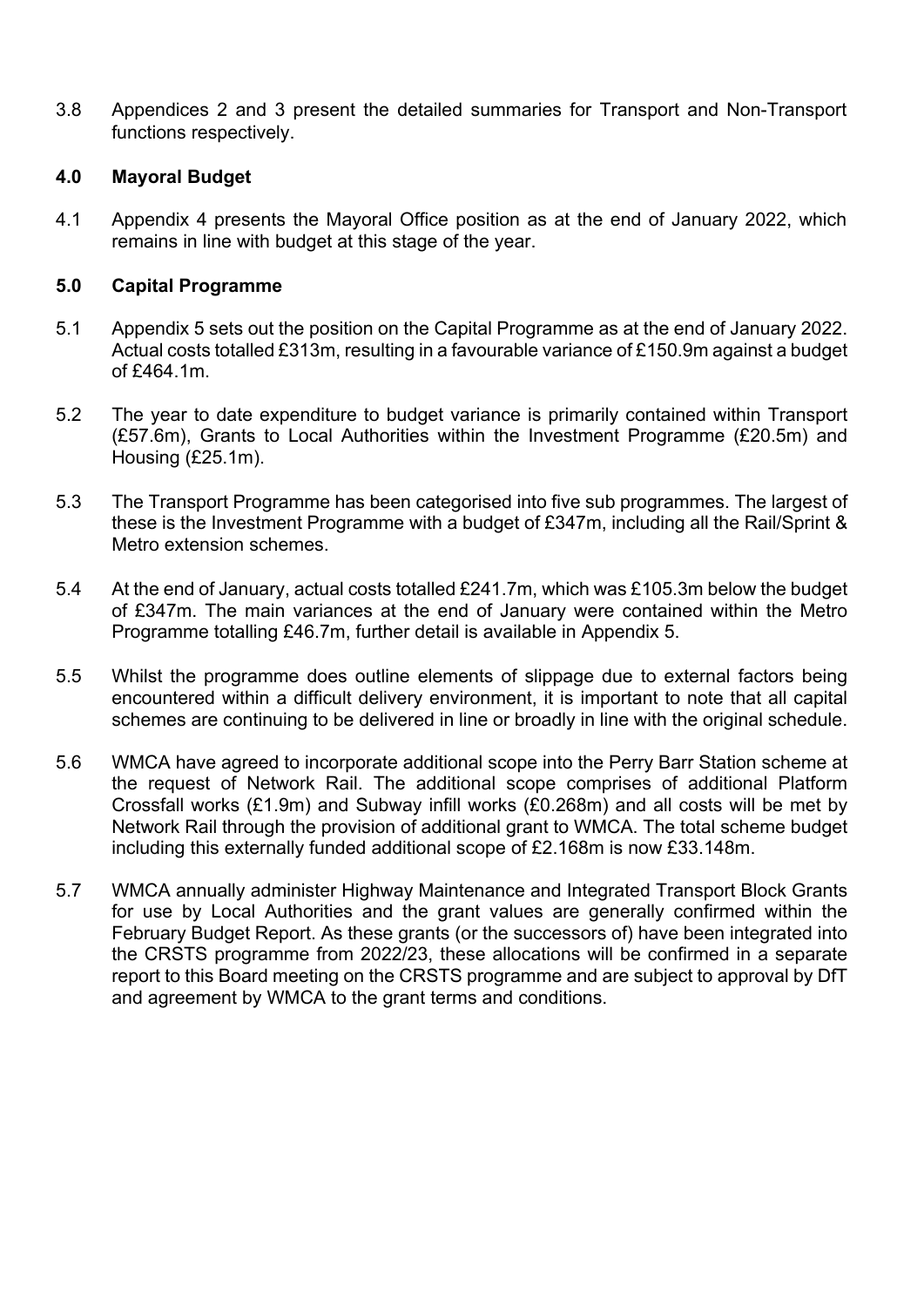3.8 Appendices 2 and 3 present the detailed summaries for Transport and Non-Transport functions respectively.

## 4.0 Mayoral Budget

4.1 Appendix 4 presents the Mayoral Office position as at the end of January 2022, which remains in line with budget at this stage of the year.

## 5.0 Capital Programme

5.1 Appendix 5 sets out the position on the Capital Programme as at the end of January 2022. Actual costs totalled £313m, resulting in a favourable variance of £150.9m against a budget of £464.1m.

5.2 The year to date expenditure to budget variance is primarily contained within Transport (£57.6m), Grants to Local Authorities within the Investment Programme (£20.5m) and Housing (£25.1m).

5.3 The Transport Programme has been categorised into five sub programmes. The largest of these is the Investment Programme with a budget of £347m, including all the Rail/Sprint & Metro extension schemes.

5.4 At the end of January, actual costs totalled £241.7m, which was £105.3m below the budget of £347m. The main variances at the end of January were contained within the Metro Programme totalling £46.7m, further detail is available in Appendix 5.

5.5 Whilst the programme does outline elements of slippage due to external factors being encountered within a difficult delivery environment, it is important to note that all capital schemes are continuing to be delivered in line or broadly in line with the original schedule.

5.6 WMCA have agreed to incorporate additional scope into the Perry Barr Station scheme at the request of Network Rail. The additional scope comprises of additional Platform Crossfall works (£1.9m) and Subway infill works (£0.268m) and all costs will be met by Network Rail through the provision of additional grant to WMCA. The total scheme budget including this externally funded additional scope of £2.168m is now £33.148m.

5.7 WMCA annually administer Highway Maintenance and Integrated Transport Block Grants for use by Local Authorities and the grant values are generally confirmed within the February Budget Report. As these grants (or the successors of) have been integrated into the CRSTS programme from 2022/23, these allocations will be confirmed in a separate report to this Board meeting on the CRSTS programme and are subject to approval by DfT and agreement by WMCA to the grant terms and conditions.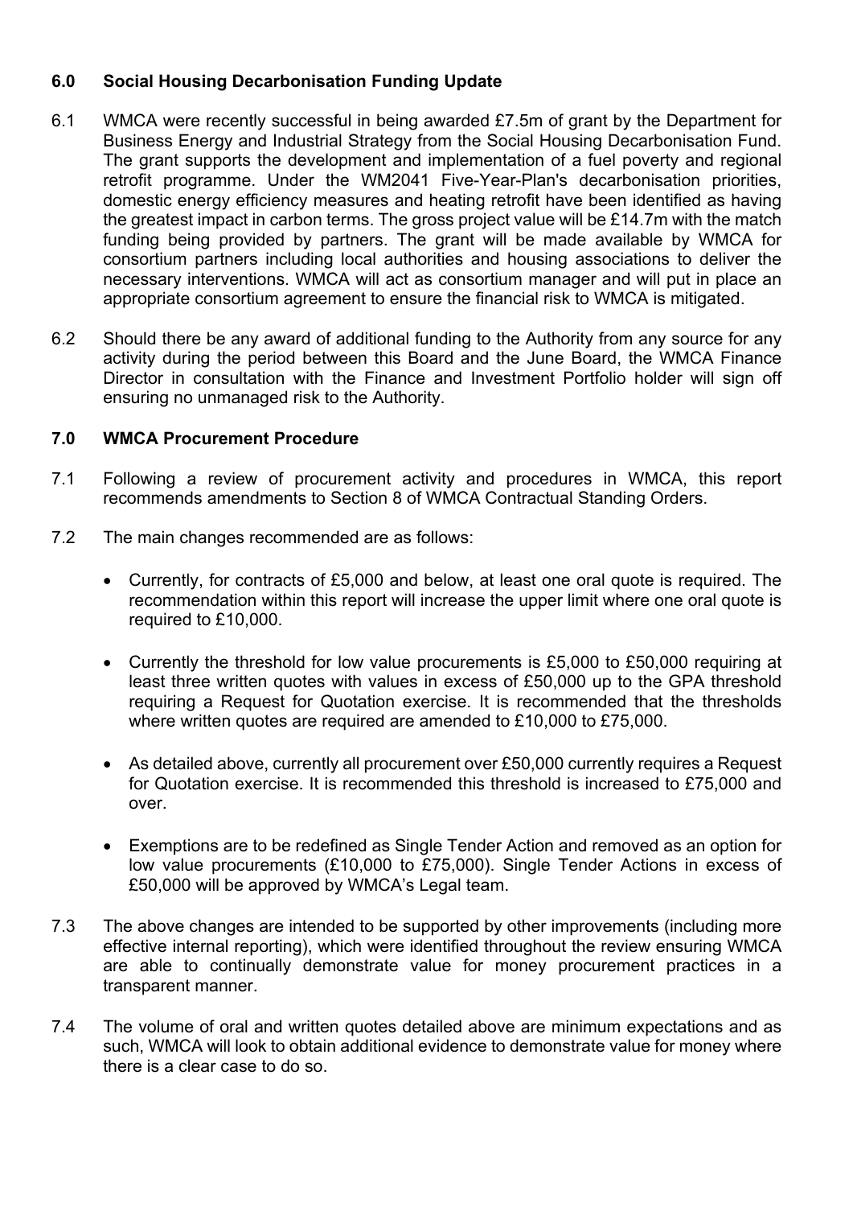## 6.0 Social Housing Decarbonisation Funding Update

6.1 WMCA were recently successful in being awarded £7.5m of grant by the Department for Business Energy and Industrial Strategy from the Social Housing Decarbonisation Fund. The grant supports the development and implementation of a fuel poverty and regional retrofit programme. Under the WM2041 Five-Year-Plan's decarbonisation priorities, domestic energy efficiency measures and heating retrofit have been identified as having the greatest impact in carbon terms. The gross project value will be £14.7m with the match funding being provided by partners. The grant will be made available by WMCA for consortium partners including local authorities and housing associations to deliver the necessary interventions. WMCA will act as consortium manager and will put in place an appropriate consortium agreement to ensure the financial risk to WMCA is mitigated.

6.2 Should there be any award of additional funding to the Authority from any source for any activity during the period between this Board and the June Board, the WMCA Finance Director in consultation with the Finance and Investment Portfolio holder will sign off ensuring no unmanaged risk to the Authority.

## 7.0 WMCA Procurement Procedure

7.1 Following a review of procurement activity and procedures in WMCA, this report recommends amendments to Section 8 of WMCA Contractual Standing Orders.

7.2 The main changes recommended are as follows:

- Currently, for contracts of £5,000 and below, at least one oral quote is required. The recommendation within this report will increase the upper limit where one oral quote is required to £10,000.
- Currently the threshold for low value procurements is £5,000 to £50,000 requiring at least three written quotes with values in excess of £50,000 up to the GPA threshold requiring a Request for Quotation exercise. It is recommended that the thresholds where written quotes are required are amended to £10,000 to £75,000.
- As detailed above, currently all procurement over £50,000 currently requires a Request for Quotation exercise. It is recommended this threshold is increased to £75,000 and over.
- Exemptions are to be redefined as Single Tender Action and removed as an option for low value procurements (£10,000 to £75,000). Single Tender Actions in excess of £50,000 will be approved by WMCA's Legal team.

7.3 The above changes are intended to be supported by other improvements (including more effective internal reporting), which were identified throughout the review ensuring WMCA are able to continually demonstrate value for money procurement practices in a transparent manner.

7.4 The volume of oral and written quotes detailed above are minimum expectations and as such, WMCA will look to obtain additional evidence to demonstrate value for money where there is a clear case to do so.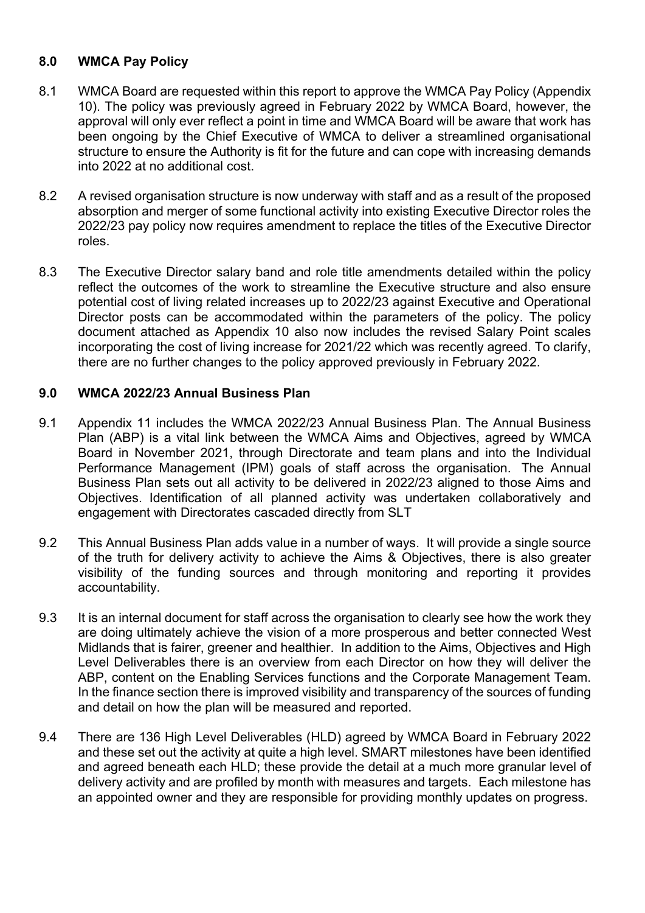## 8.0 WMCA Pay Policy

8.1 WMCA Board are requested within this report to approve the WMCA Pay Policy (Appendix 10). The policy was previously agreed in February 2022 by WMCA Board, however, the approval will only ever reflect a point in time and WMCA Board will be aware that work has been ongoing by the Chief Executive of WMCA to deliver a streamlined organisational structure to ensure the Authority is fit for the future and can cope with increasing demands into 2022 at no additional cost.

8.2 A revised organisation structure is now underway with staff and as a result of the proposed absorption and merger of some functional activity into existing Executive Director roles the 2022/23 pay policy now requires amendment to replace the titles of the Executive Director roles.

8.3 The Executive Director salary band and role title amendments detailed within the policy reflect the outcomes of the work to streamline the Executive structure and also ensure potential cost of living related increases up to 2022/23 against Executive and Operational Director posts can be accommodated within the parameters of the policy. The policy document attached as Appendix 10 also now includes the revised Salary Point scales incorporating the cost of living increase for 2021/22 which was recently agreed. To clarify, there are no further changes to the policy approved previously in February 2022.

## 9.0 WMCA 2022/23 Annual Business Plan

9.1 Appendix 11 includes the WMCA 2022/23 Annual Business Plan. The Annual Business Plan (ABP) is a vital link between the WMCA Aims and Objectives, agreed by WMCA Board in November 2021, through Directorate and team plans and into the Individual Performance Management (IPM) goals of staff across the organisation. The Annual Business Plan sets out all activity to be delivered in 2022/23 aligned to those Aims and Objectives. Identification of all planned activity was undertaken collaboratively and engagement with Directorates cascaded directly from SLT

9.2 This Annual Business Plan adds value in a number of ways. It will provide a single source of the truth for delivery activity to achieve the Aims & Objectives, there is also greater visibility of the funding sources and through monitoring and reporting it provides accountability.

9.3 It is an internal document for staff across the organisation to clearly see how the work they are doing ultimately achieve the vision of a more prosperous and better connected West Midlands that is fairer, greener and healthier. In addition to the Aims, Objectives and High Level Deliverables there is an overview from each Director on how they will deliver the ABP, content on the Enabling Services functions and the Corporate Management Team. In the finance section there is improved visibility and transparency of the sources of funding and detail on how the plan will be measured and reported.

9.4 There are 136 High Level Deliverables (HLD) agreed by WMCA Board in February 2022 and these set out the activity at quite a high level. SMART milestones have been identified and agreed beneath each HLD; these provide the detail at a much more granular level of delivery activity and are profiled by month with measures and targets. Each milestone has an appointed owner and they are responsible for providing monthly updates on progress.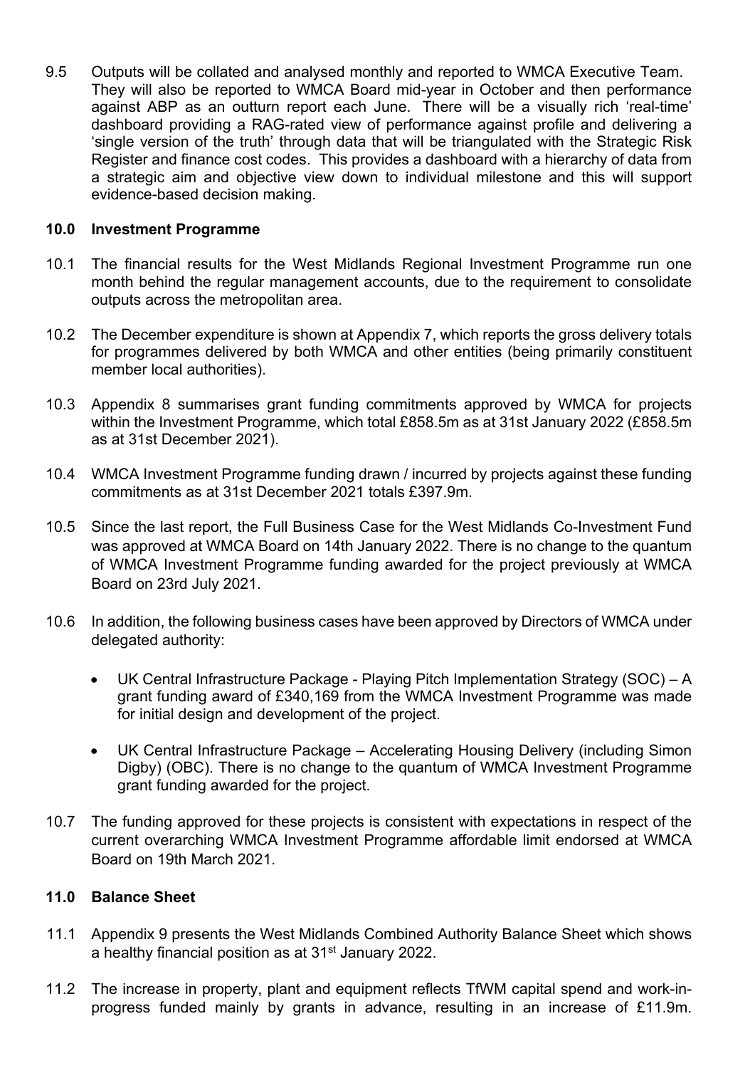9.5 Outputs will be collated and analysed monthly and reported to WMCA Executive Team. They will also be reported to WMCA Board mid-year in October and then performance against ABP as an outturn report each June. There will be a visually rich 'real-time' dashboard providing a RAG-rated view of performance against profile and delivering a 'single version of the truth' through data that will be triangulated with the Strategic Risk Register and finance cost codes. This provides a dashboard with a hierarchy of data from a strategic aim and objective view down to individual milestone and this will support evidence-based decision making.

## 10.0 Investment Programme

10.1 The financial results for the West Midlands Regional Investment Programme run one month behind the regular management accounts, due to the requirement to consolidate outputs across the metropolitan area.

10.2 The December expenditure is shown at Appendix 7, which reports the gross delivery totals for programmes delivered by both WMCA and other entities (being primarily constituent member local authorities).

10.3 Appendix 8 summarises grant funding commitments approved by WMCA for projects within the Investment Programme, which total £858.5m as at 31st January 2022 (£858.5m as at 31st December 2021).

10.4 WMCA Investment Programme funding drawn / incurred by projects against these funding commitments as at 31st December 2021 totals £397.9m.

10.5 Since the last report, the Full Business Case for the West Midlands Co-Investment Fund was approved at WMCA Board on 14th January 2022. There is no change to the quantum of WMCA Investment Programme funding awarded for the project previously at WMCA Board on 23rd July 2021.

10.6 In addition, the following business cases have been approved by Directors of WMCA under delegated authority:

- UK Central Infrastructure Package - Playing Pitch Implementation Strategy (SOC) – A grant funding award of £340,169 from the WMCA Investment Programme was made for initial design and development of the project.

- UK Central Infrastructure Package – Accelerating Housing Delivery (including Simon Digby) (OBC). There is no change to the quantum of WMCA Investment Programme grant funding awarded for the project.

10.7 The funding approved for these projects is consistent with expectations in respect of the current overarching WMCA Investment Programme affordable limit endorsed at WMCA Board on 19th March 2021.

## 11.0 Balance Sheet

11.1 Appendix 9 presents the West Midlands Combined Authority Balance Sheet which shows a healthy financial position as at 31st January 2022.

11.2 The increase in property, plant and equipment reflects TfWM capital spend and work-in-progress funded mainly by grants in advance, resulting in an increase of £11.9m.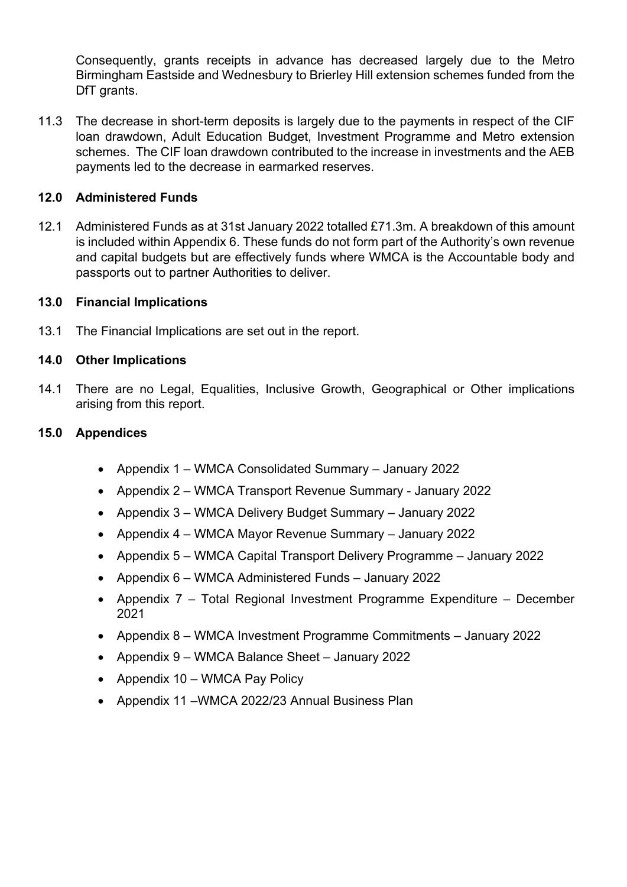Consequently, grants receipts in advance has decreased largely due to the Metro Birmingham Eastside and Wednesbury to Brierley Hill extension schemes funded from the DfT grants.

11.3 The decrease in short-term deposits is largely due to the payments in respect of the CIF loan drawdown, Adult Education Budget, Investment Programme and Metro extension schemes. The CIF loan drawdown contributed to the increase in investments and the AEB payments led to the decrease in earmarked reserves.

## 12.0 Administered Funds

12.1 Administered Funds as at 31st January 2022 totalled £71.3m. A breakdown of this amount is included within Appendix 6. These funds do not form part of the Authority's own revenue and capital budgets but are effectively funds where WMCA is the Accountable body and passports out to partner Authorities to deliver.

## 13.0 Financial Implications

13.1 The Financial Implications are set out in the report.

## 14.0 Other Implications

14.1 There are no Legal, Equalities, Inclusive Growth, Geographical or Other implications arising from this report.

## 15.0 Appendices

- Appendix 1 – WMCA Consolidated Summary – January 2022
- Appendix 2 – WMCA Transport Revenue Summary - January 2022
- Appendix 3 – WMCA Delivery Budget Summary – January 2022
- Appendix 4 – WMCA Mayor Revenue Summary – January 2022
- Appendix 5 – WMCA Capital Transport Delivery Programme – January 2022
- Appendix 6 – WMCA Administered Funds – January 2022
- Appendix 7 – Total Regional Investment Programme Expenditure – December 2021
- Appendix 8 – WMCA Investment Programme Commitments – January 2022
- Appendix 9 – WMCA Balance Sheet – January 2022
- Appendix 10 – WMCA Pay Policy
- Appendix 11 –WMCA 2022/23 Annual Business Plan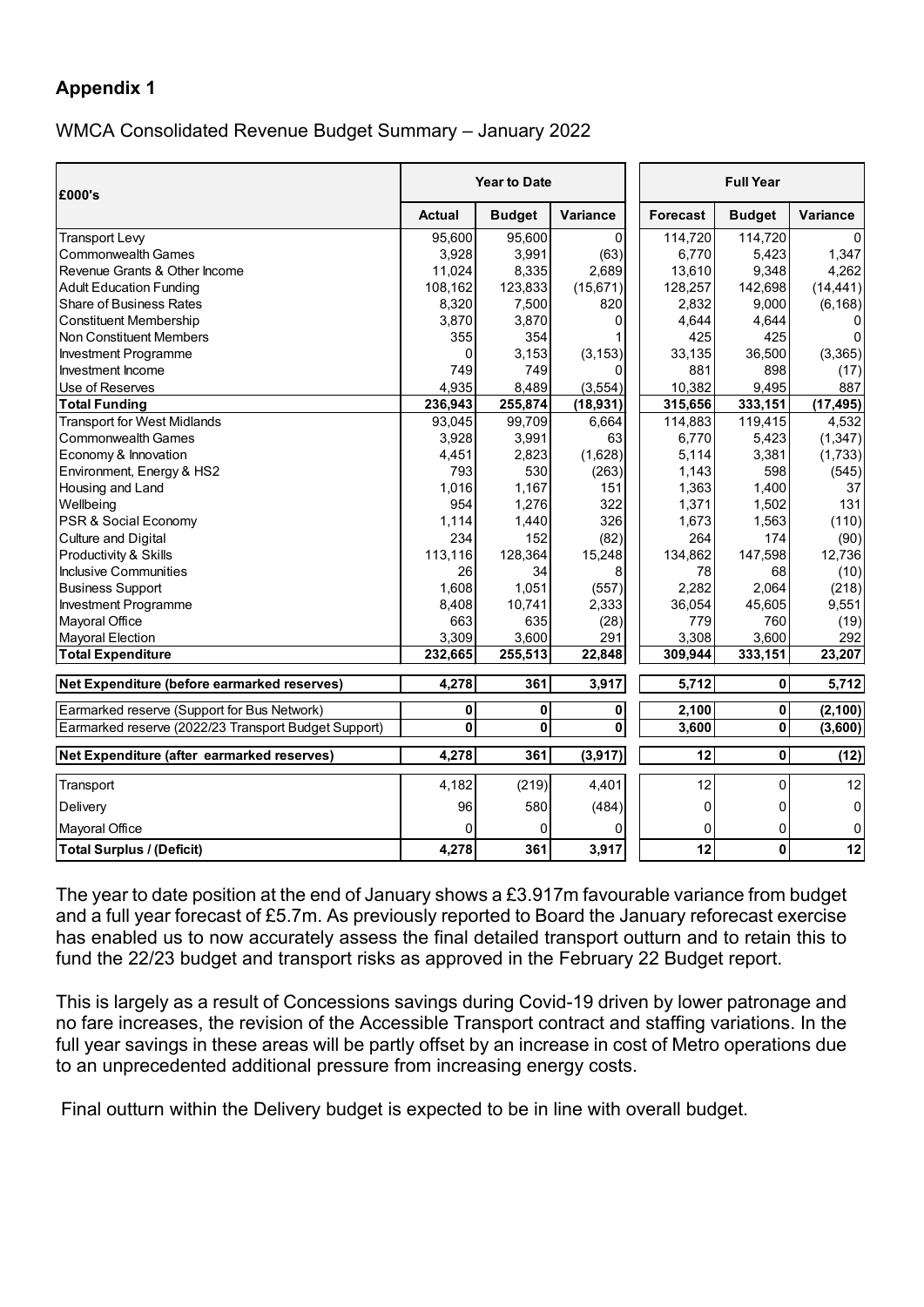## Appendix 1

WMCA Consolidated Revenue Budget Summary – January 2022

| £000's | Year to Date | | | Full Year | | |
|---|---|---|---|---|---|---|
| | Actual | Budget | Variance | Forecast | Budget | Variance |
| Transport Levy | 95,600 | 95,600 | 0 | 114,720 | 114,720 | 0 |
| Commonwealth Games | 3,928 | 3,991 | (63) | 6,770 | 5,423 | 1,347 |
| Revenue Grants & Other Income | 11,024 | 8,335 | 2,689 | 13,610 | 9,348 | 4,262 |
| Adult Education Funding | 108,162 | 123,833 | (15,671) | 128,257 | 142,698 | (14,441) |
| Share of Business Rates | 8,320 | 7,500 | 820 | 2,832 | 9,000 | (6,168) |
| Constituent Membership | 3,870 | 3,870 | 0 | 4,644 | 4,644 | 0 |
| Non Constituent Members | 355 | 354 | 1 | 425 | 425 | 0 |
| Investment Programme | 0 | 3,153 | (3,153) | 33,135 | 36,500 | (3,365) |
| Investment Income | 749 | 749 | 0 | 881 | 898 | (17) |
| Use of Reserves | 4,935 | 8,489 | (3,554) | 10,382 | 9,495 | 887 |
| **Total Funding** | **236,943** | **255,874** | **(18,931)** | **315,656** | **333,151** | **(17,495)** |
| Transport for West Midlands | 93,045 | 99,709 | 6,664 | 114,883 | 119,415 | 4,532 |
| Commonwealth Games | 3,928 | 3,991 | 63 | 6,770 | 5,423 | (1,347) |
| Economy & Innovation | 4,451 | 2,823 | (1,628) | 5,114 | 3,381 | (1,733) |
| Environment, Energy & HS2 | 793 | 530 | (263) | 1,143 | 598 | (545) |
| Housing and Land | 1,016 | 1,167 | 151 | 1,363 | 1,400 | 37 |
| Wellbeing | 954 | 1,276 | 322 | 1,371 | 1,502 | 131 |
| PSR & Social Economy | 1,114 | 1,440 | 326 | 1,673 | 1,563 | (110) |
| Culture and Digital | 234 | 152 | (82) | 264 | 174 | (90) |
| Productivity & Skills | 113,116 | 128,364 | 15,248 | 134,862 | 147,598 | 12,736 |
| Inclusive Communities | 26 | 34 | 8 | 78 | 68 | (10) |
| Business Support | 1,608 | 1,051 | (557) | 2,282 | 2,064 | (218) |
| Investment Programme | 8,408 | 10,741 | 2,333 | 36,054 | 45,605 | 9,551 |
| Mayoral Office | 663 | 635 | (28) | 779 | 760 | (19) |
| Mayoral Election | 3,309 | 3,600 | 291 | 3,308 | 3,600 | 292 |
| **Total Expenditure** | **232,665** | **255,513** | **22,848** | **309,944** | **333,151** | **23,207** |
| **Net Expenditure (before earmarked reserves)** | **4,278** | **361** | **3,917** | **5,712** | **0** | **5,712** |
| Earmarked reserve (Support for Bus Network) | **0** | **0** | **0** | **2,100** | **0** | **(2,100)** |
| Earmarked reserve (2022/23 Transport Budget Support) | **0** | **0** | **0** | **3,600** | **0** | **(3,600)** |
| **Net Expenditure (after earmarked reserves)** | **4,278** | **361** | **(3,917)** | **12** | **0** | **(12)** |
| Transport | 4,182 | (219) | 4,401 | 12 | 0 | 12 |
| Delivery | 96 | 580 | (484) | 0 | 0 | 0 |
| Mayoral Office | 0 | 0 | 0 | 0 | 0 | 0 |
| **Total Surplus / (Deficit)** | **4,278** | **361** | **3,917** | **12** | **0** | **12** |

The year to date position at the end of January shows a £3.917m favourable variance from budget and a full year forecast of £5.7m. As previously reported to Board the January reforecast exercise has enabled us to now accurately assess the final detailed transport outturn and to retain this to fund the 22/23 budget and transport risks as approved in the February 22 Budget report.

This is largely as a result of Concessions savings during Covid-19 driven by lower patronage and no fare increases, the revision of the Accessible Transport contract and staffing variations. In the full year savings in these areas will be partly offset by an increase in cost of Metro operations due to an unprecedented additional pressure from increasing energy costs.

Final outturn within the Delivery budget is expected to be in line with overall budget.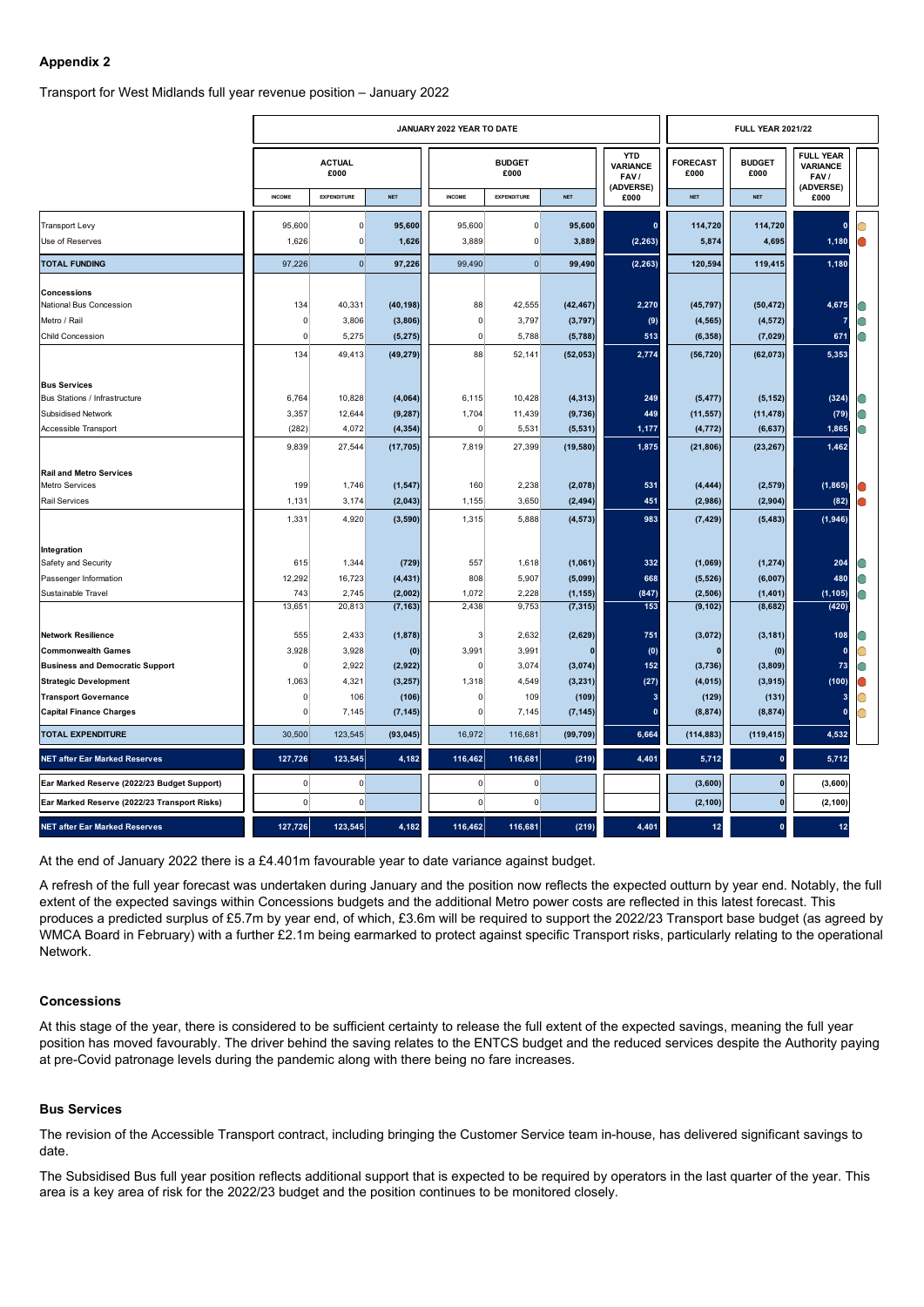**Appendix 2**

Transport for West Midlands full year revenue position – January 2022

| | JANUARY 2022 YEAR TO DATE | | | | | | | FULL YEAR 2021/22 | | |
|---|---|---|---|---|---|---|---|---|---|---|
| | ACTUAL £000 | | | BUDGET £000 | | | YTD VARIANCE FAV / (ADVERSE) £000 | FORECAST £000 | BUDGET £000 | FULL YEAR VARIANCE FAV / (ADVERSE) £000 |
| | INCOME | EXPENDITURE | NET | INCOME | EXPENDITURE | NET | | NET | NET | |
| Transport Levy | 95,600 | 0 | 95,600 | 95,600 | 0 | 95,600 | 0 | 114,720 | 114,720 | 0 |
| Use of Reserves | 1,626 | 0 | 1,626 | 3,889 | 0 | 3,889 | (2,263) | 5,874 | 4,695 | 1,180 |
| **TOTAL FUNDING** | 97,226 | 0 | 97,226 | 99,490 | 0 | 99,490 | (2,263) | 120,594 | 119,415 | 1,180 |
| **Concessions** | | | | | | | | | | |
| National Bus Concession | 134 | 40,331 | (40,198) | 88 | 42,555 | (42,467) | 2,270 | (45,797) | (50,472) | 4,675 |
| Metro / Rail | 0 | 3,806 | (3,806) | 0 | 3,797 | (3,797) | (9) | (4,565) | (4,572) | 7 |
| Child Concession | 0 | 5,275 | (5,275) | 0 | 5,788 | (5,788) | 513 | (6,358) | (7,029) | 671 |
| | 134 | 49,413 | (49,279) | 88 | 52,141 | (52,053) | 2,774 | (56,720) | (62,073) | 5,353 |
| **Bus Services** | | | | | | | | | | |
| Bus Stations / Infrastructure | 6,764 | 10,828 | (4,064) | 6,115 | 10,428 | (4,313) | 249 | (5,477) | (5,152) | (324) |
| Subsidised Network | 3,357 | 12,644 | (9,287) | 1,704 | 11,439 | (9,736) | 449 | (11,557) | (11,478) | (79) |
| Accessible Transport | (282) | 4,072 | (4,354) | 0 | 5,531 | (5,531) | 1,177 | (4,772) | (6,637) | 1,865 |
| | 9,839 | 27,544 | (17,705) | 7,819 | 27,399 | (19,580) | 1,875 | (21,806) | (23,267) | 1,462 |
| **Rail and Metro Services** | | | | | | | | | | |
| Metro Services | 199 | 1,746 | (1,547) | 160 | 2,238 | (2,078) | 531 | (4,444) | (2,579) | (1,865) |
| Rail Services | 1,131 | 3,174 | (2,043) | 1,155 | 3,650 | (2,494) | 451 | (2,986) | (2,904) | (82) |
| | 1,331 | 4,920 | (3,590) | 1,315 | 5,888 | (4,573) | 983 | (7,429) | (5,483) | (1,946) |
| **Integration** | | | | | | | | | | |
| Safety and Security | 615 | 1,344 | (729) | 557 | 1,618 | (1,061) | 332 | (1,069) | (1,274) | 204 |
| Passenger Information | 12,292 | 16,723 | (4,431) | 808 | 5,907 | (5,099) | 668 | (5,526) | (6,007) | 480 |
| Sustainable Travel | 743 | 2,745 | (2,002) | 1,072 | 2,228 | (1,155) | (847) | (2,506) | (1,401) | (1,105) |
| | 13,651 | 20,813 | (7,163) | 2,438 | 9,753 | (7,315) | 153 | (9,102) | (8,682) | (420) |
| **Network Resilience** | 555 | 2,433 | (1,878) | 3 | 2,632 | (2,629) | 751 | (3,072) | (3,181) | 108 |
| **Commonwealth Games** | 3,928 | 3,928 | (0) | 3,991 | 3,991 | 0 | (0) | 0 | (0) | 0 |
| **Business and Democratic Support** | 0 | 2,922 | (2,922) | 0 | 3,074 | (3,074) | 152 | (3,736) | (3,809) | 73 |
| **Strategic Development** | 1,063 | 4,321 | (3,257) | 1,318 | 4,549 | (3,231) | (27) | (4,015) | (3,915) | (100) |
| **Transport Governance** | 0 | 106 | (106) | 0 | 109 | (109) | 3 | (129) | (131) | 3 |
| **Capital Finance Charges** | 0 | 7,145 | (7,145) | 0 | 7,145 | (7,145) | 0 | (8,874) | (8,874) | 0 |
| **TOTAL EXPENDITURE** | 30,500 | 123,545 | (93,045) | 16,972 | 116,681 | (99,709) | 6,664 | (114,883) | (119,415) | 4,532 |
| **NET after Ear Marked Reserves** | 127,726 | 123,545 | 4,182 | 116,462 | 116,681 | (219) | 4,401 | 5,712 | 0 | 5,712 |
| **Ear Marked Reserve (2022/23 Budget Support)** | 0 | 0 | | 0 | 0 | | | (3,600) | 0 | (3,600) |
| **Ear Marked Reserve (2022/23 Transport Risks)** | 0 | 0 | | 0 | 0 | | | (2,100) | 0 | (2,100) |
| **NET after Ear Marked Reserves** | 127,726 | 123,545 | 4,182 | 116,462 | 116,681 | (219) | 4,401 | 12 | 0 | 12 |

At the end of January 2022 there is a £4.401m favourable year to date variance against budget.

A refresh of the full year forecast was undertaken during January and the position now reflects the expected outturn by year end. Notably, the full extent of the expected savings within Concessions budgets and the additional Metro power costs are reflected in this latest forecast. This produces a predicted surplus of £5.7m by year end, of which, £3.6m will be required to support the 2022/23 Transport base budget (as agreed by WMCA Board in February) with a further £2.1m being earmarked to protect against specific Transport risks, particularly relating to the operational Network.

### Concessions

At this stage of the year, there is considered to be sufficient certainty to release the full extent of the expected savings, meaning the full year position has moved favourably. The driver behind the saving relates to the ENTCS budget and the reduced services despite the Authority paying at pre-Covid patronage levels during the pandemic along with there being no fare increases.

### Bus Services

The revision of the Accessible Transport contract, including bringing the Customer Service team in-house, has delivered significant savings to date.

The Subsidised Bus full year position reflects additional support that is expected to be required by operators in the last quarter of the year. This area is a key area of risk for the 2022/23 budget and the position continues to be monitored closely.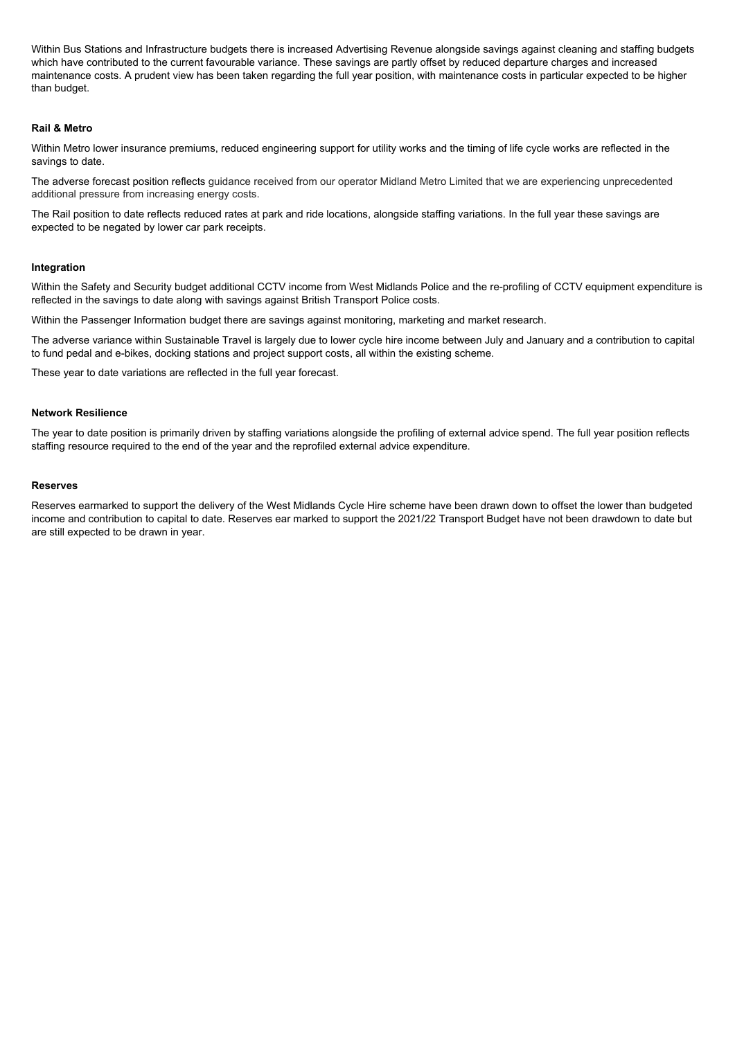Within Bus Stations and Infrastructure budgets there is increased Advertising Revenue alongside savings against cleaning and staffing budgets which have contributed to the current favourable variance. These savings are partly offset by reduced departure charges and increased maintenance costs. A prudent view has been taken regarding the full year position, with maintenance costs in particular expected to be higher than budget.

**Rail & Metro**

Within Metro lower insurance premiums, reduced engineering support for utility works and the timing of life cycle works are reflected in the savings to date.

The adverse forecast position reflects guidance received from our operator Midland Metro Limited that we are experiencing unprecedented additional pressure from increasing energy costs.

The Rail position to date reflects reduced rates at park and ride locations, alongside staffing variations. In the full year these savings are expected to be negated by lower car park receipts.

**Integration**

Within the Safety and Security budget additional CCTV income from West Midlands Police and the re-profiling of CCTV equipment expenditure is reflected in the savings to date along with savings against British Transport Police costs.

Within the Passenger Information budget there are savings against monitoring, marketing and market research.

The adverse variance within Sustainable Travel is largely due to lower cycle hire income between July and January and a contribution to capital to fund pedal and e-bikes, docking stations and project support costs, all within the existing scheme.

These year to date variations are reflected in the full year forecast.

**Network Resilience**

The year to date position is primarily driven by staffing variations alongside the profiling of external advice spend. The full year position reflects staffing resource required to the end of the year and the reprofiled external advice expenditure.

**Reserves**

Reserves earmarked to support the delivery of the West Midlands Cycle Hire scheme have been drawn down to offset the lower than budgeted income and contribution to capital to date. Reserves ear marked to support the 2021/22 Transport Budget have not been drawdown to date but are still expected to be drawn in year.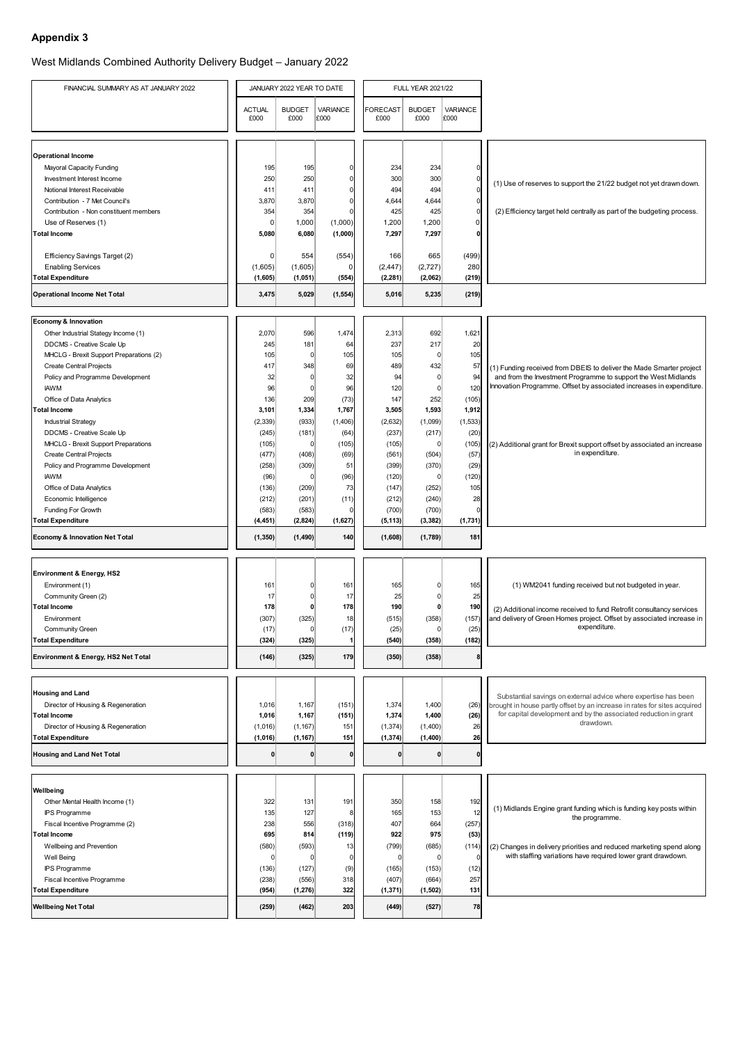## Appendix 3

West Midlands Combined Authority Delivery Budget – January 2022

| FINANCIAL SUMMARY AS AT JANUARY 2022 | JANUARY 2022 YEAR TO DATE | | | FULL YEAR 2021/22 | | | |
|---|---|---|---|---|---|---|---|
| | ACTUAL £000 | BUDGET £000 | VARIANCE £000 | FORECAST £000 | BUDGET £000 | VARIANCE £000 | |
| **Operational Income** | | | | | | | |
| Mayoral Capacity Funding | 195 | 195 | 0 | 234 | 234 | 0 | (1) Use of reserves to support the 21/22 budget not yet drawn down. |
| Investment Interest Income | 250 | 250 | 0 | 300 | 300 | 0 | |
| Notional Interest Receivable | 411 | 411 | 0 | 494 | 494 | 0 | (2) Efficiency target held centrally as part of the budgeting process. |
| Contribution - 7 Met Council's | 3,870 | 3,870 | 0 | 4,644 | 4,644 | 0 | |
| Contribution - Non constituent members | 354 | 354 | 0 | 425 | 425 | 0 | |
| Use of Reserves (1) | 0 | 1,000 | (1,000) | 1,200 | 1,200 | 0 | |
| **Total Income** | **5,080** | **6,080** | **(1,000)** | **7,297** | **7,297** | **0** | |
| Efficiency Savings Target (2) | 0 | 554 | (554) | 166 | 665 | (499) | |
| Enabling Services | (1,605) | (1,605) | 0 | (2,447) | (2,727) | 280 | |
| **Total Expenditure** | **(1,605)** | **(1,051)** | **(554)** | **(2,281)** | **(2,062)** | **(219)** | |
| **Operational Income Net Total** | **3,475** | **5,029** | **(1,554)** | **5,016** | **5,235** | **(219)** | |
| **Economy & Innovation** | | | | | | | |
| Other Industrial Stategy Income (1) | 2,070 | 596 | 1,474 | 2,313 | 692 | 1,621 | (1) Funding received from DBEIS to deliver the Made Smarter project and from the Investment Programme to support the West Midlands Innovation Programme. Offset by associated increases in expenditure. |
| DDCMS - Creative Scale Up | 245 | 181 | 64 | 237 | 217 | 20 | |
| MHCLG - Brexit Support Preparations (2) | 105 | 0 | 105 | 105 | 0 | 105 | |
| Create Central Projects | 417 | 348 | 69 | 489 | 432 | 57 | |
| Policy and Programme Development | 32 | 0 | 32 | 94 | 0 | 94 | |
| IAWM | 96 | 0 | 96 | 120 | 0 | 120 | |
| Office of Data Analytics | 136 | 209 | (73) | 147 | 252 | (105) | |
| **Total Income** | **3,101** | **1,334** | **1,767** | **3,505** | **1,593** | **1,912** | |
| Industrial Strategy | (2,339) | (933) | (1,406) | (2,632) | (1,099) | (1,533) | (2) Additional grant for Brexit support offset by associated an increase in expenditure. |
| DDCMS - Creative Scale Up | (245) | (181) | (64) | (237) | (217) | (20) | |
| MHCLG - Brexit Support Preparations | (105) | 0 | (105) | (105) | 0 | (105) | |
| Create Central Projects | (477) | (408) | (69) | (561) | (504) | (57) | |
| Policy and Programme Development | (258) | (309) | 51 | (399) | (370) | (29) | |
| IAWM | (96) | 0 | (96) | (120) | 0 | (120) | |
| Office of Data Analytics | (136) | (209) | 73 | (147) | (252) | 105 | |
| Economic Intelligence | (212) | (201) | (11) | (212) | (240) | 28 | |
| Funding For Growth | (583) | (583) | 0 | (700) | (700) | 0 | |
| **Total Expenditure** | **(4,451)** | **(2,824)** | **(1,627)** | **(5,113)** | **(3,382)** | **(1,731)** | |
| **Economy & Innovation Net Total** | **(1,350)** | **(1,490)** | **140** | **(1,608)** | **(1,789)** | **181** | |
| **Environment & Energy, HS2** | | | | | | | |
| Environment (1) | 161 | 0 | 161 | 165 | 0 | 165 | (1) WM2041 funding received but not budgeted in year. |
| Community Green (2) | 17 | 0 | 17 | 25 | 0 | 25 | |
| **Total Income** | **178** | **0** | **178** | **190** | **0** | **190** | (2) Additional income received to fund Retrofit consultancy services and delivery of Green Homes project. Offset by associated increase in expenditure. |
| Environment | (307) | (325) | 18 | (515) | (358) | (157) | |
| Community Green | (17) | 0 | (17) | (25) | 0 | (25) | |
| **Total Expenditure** | **(324)** | **(325)** | **1** | **(540)** | **(358)** | **(182)** | |
| **Environment & Energy, HS2 Net Total** | **(146)** | **(325)** | **179** | **(350)** | **(358)** | **8** | |
| **Housing and Land** | | | | | | | |
| Director of Housing & Regeneration | 1,016 | 1,167 | (151) | 1,374 | 1,400 | (26) | Substantial savings on external advice where expertise has been brought in house partly offset by an increase in rates for sites acquired for capital development and by the associated reduction in grant drawdown. |
| **Total Income** | **1,016** | **1,167** | **(151)** | **1,374** | **1,400** | **(26)** | |
| Director of Housing & Regeneration | (1,016) | (1,167) | 151 | (1,374) | (1,400) | 26 | |
| **Total Expenditure** | **(1,016)** | **(1,167)** | **151** | **(1,374)** | **(1,400)** | **26** | |
| **Housing and Land Net Total** | **0** | **0** | **0** | **0** | **0** | **0** | |
| **Wellbeing** | | | | | | | |
| Other Mental Health Income (1) | 322 | 131 | 191 | 350 | 158 | 192 | (1) Midlands Engine grant funding which is funding key posts within the programme. |
| IPS Programme | 135 | 127 | 8 | 165 | 153 | 12 | |
| Fiscal Incentive Programme (2) | 238 | 556 | (318) | 407 | 664 | (257) | |
| **Total Income** | **695** | **814** | **(119)** | **922** | **975** | **(53)** | |
| Wellbeing and Prevention | (580) | (593) | 13 | (799) | (685) | (114) | (2) Changes in delivery priorities and reduced marketing spend along with staffing variations have required lower grant drawdown. |
| Well Being | 0 | 0 | 0 | 0 | 0 | 0 | |
| IPS Programme | (136) | (127) | (9) | (165) | (153) | (12) | |
| Fiscal Incentive Programme | (238) | (556) | 318 | (407) | (664) | 257 | |
| **Total Expenditure** | **(954)** | **(1,276)** | **322** | **(1,371)** | **(1,502)** | **131** | |
| **Wellbeing Net Total** | **(259)** | **(462)** | **203** | **(449)** | **(527)** | **78** | |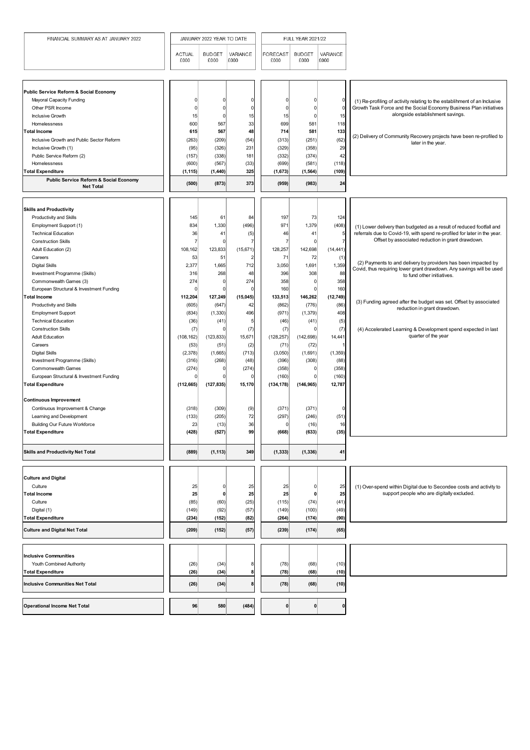| FINANCIAL SUMMARY AS AT JANUARY 2022 | JANUARY 2022 YEAR TO DATE | | | FULL YEAR 2021/22 | | | |
|---|---|---|---|---|---|---|---|
| | ACTUAL £000 | BUDGET £000 | VARIANCE £000 | FORECAST £000 | BUDGET £000 | VARIANCE £000 | |
| **Public Service Reform & Social Economy** | | | | | | | |
| Mayoral Capacity Funding | 0 | 0 | 0 | 0 | 0 | 0 | (1) Re-profiling of activity relating to the establihment of an Inclusive Growth Task Force and the Social Economy Business Plan initiatives alongside establishment savings. |
| Other PSR Income | 0 | 0 | 0 | 0 | 0 | 0 | |
| Inclusive Growth | 15 | 0 | 15 | 15 | 0 | 15 | |
| Homelessness | 600 | 567 | 33 | 699 | 581 | 118 | |
| **Total Income** | **615** | **567** | **48** | **714** | **581** | **133** | (2) Delivery of Community Recovery projects have been re-profiled to later in the year. |
| Inclusive Growth and Public Sector Reform | (263) | (209) | (54) | (313) | (251) | (62) | |
| Inclusive Growth (1) | (95) | (326) | 231 | (329) | (358) | 29 | |
| Public Service Reform (2) | (157) | (338) | 181 | (332) | (374) | 42 | |
| Homelessness | (600) | (567) | (33) | (699) | (581) | (118) | |
| **Total Expenditure** | **(1,115)** | **(1,440)** | **325** | **(1,673)** | **(1,564)** | **(109)** | |
| **Public Service Reform & Social Economy Net Total** | **(500)** | **(873)** | **373** | **(959)** | **(983)** | **24** | |
| **Skills and Productivity** | | | | | | | |
| Productivity and Skills | 145 | 61 | 84 | 197 | 73 | 124 | |
| Employment Support (1) | 834 | 1,330 | (496) | 971 | 1,379 | (408) | (1) Lower delivery than budgeted as a result of reduced footfall and referrals due to Covid-19, with spend re-profiled for later in the year. Offset by associated reduction in grant drawdown. |
| Technical Education | 36 | 41 | (5) | 46 | 41 | 5 | |
| Construction Skills | 7 | 0 | 7 | 7 | 0 | 7 | |
| Adult Education (2) | 108,162 | 123,833 | (15,671) | 128,257 | 142,698 | (14,441) | |
| Careers | 53 | 51 | 2 | 71 | 72 | (1) | (2) Payments to and delivery by providers has been impacted by Covid, thus requiring lower grant drawdown. Any savings will be used to fund other initiatives. |
| Digital Skills | 2,377 | 1,665 | 712 | 3,050 | 1,691 | 1,359 | |
| Investment Programme (Skills) | 316 | 268 | 48 | 396 | 308 | 88 | |
| Commonwealth Games (3) | 274 | 0 | 274 | 358 | 0 | 358 | |
| European Structural & Investment Funding | 0 | 0 | 0 | 160 | 0 | 160 | |
| **Total Income** | **112,204** | **127,249** | **(15,045)** | **133,513** | **146,262** | **(12,749)** | (3) Funding agreed after the budget was set. Offset by associated reduction in grant drawdown. |
| Productivity and Skills | (605) | (647) | 42 | (862) | (776) | (86) | |
| Employment Support | (834) | (1,330) | 496 | (971) | (1,379) | 408 | |
| Technical Education | (36) | (41) | 5 | (46) | (41) | (5) | |
| Construction Skills | (7) | 0 | (7) | (7) | 0 | (7) | (4) Accelerated Learning & Development spend expected in last quarter of the year |
| Adult Education | (108,162) | (123,833) | 15,671 | (128,257) | (142,698) | 14,441 | |
| Careers | (53) | (51) | (2) | (71) | (72) | 1 | |
| Digital Skills | (2,378) | (1,665) | (713) | (3,050) | (1,691) | (1,359) | |
| Investment Programme (Skills) | (316) | (268) | (48) | (396) | (308) | (88) | |
| Commonwealth Games | (274) | 0 | (274) | (358) | 0 | (358) | |
| European Structural & Investment Funding | 0 | 0 | 0 | (160) | 0 | (160) | |
| **Total Expenditure** | **(112,665)** | **(127,835)** | **15,170** | **(134,178)** | **(146,965)** | **12,787** | |
| **Continuous Improvement** | | | | | | | |
| Continuous Improvement & Change | (318) | (309) | (9) | (371) | (371) | 0 | |
| Learning and Development | (133) | (205) | 72 | (297) | (246) | (51) | |
| Building Our Future Workforce | 23 | (13) | 36 | 0 | (16) | 16 | |
| **Total Expenditure** | **(428)** | **(527)** | **99** | **(668)** | **(633)** | **(35)** | |
| **Skills and Productivity Net Total** | **(889)** | **(1,113)** | **349** | **(1,333)** | **(1,336)** | **41** | |
| **Culture and Digital** | | | | | | | |
| Culture | 25 | 0 | 25 | 25 | 0 | 25 | (1) Over-spend within Digital due to Secondee costs and activity to support people who are digitally excluded. |
| **Total Income** | **25** | **0** | **25** | **25** | **0** | **25** | |
| Culture | (85) | (60) | (25) | (115) | (74) | (41) | |
| Digital (1) | (149) | (92) | (57) | (149) | (100) | (49) | |
| **Total Expenditure** | **(234)** | **(152)** | **(82)** | **(264)** | **(174)** | **(90)** | |
| **Culture and Digital Net Total** | **(209)** | **(152)** | **(57)** | **(239)** | **(174)** | **(65)** | |
| **Inclusive Communities** | | | | | | | |
| Youth Combined Authority | (26) | (34) | 8 | (78) | (68) | (10) | |
| **Total Expenditure** | **(26)** | **(34)** | **8** | **(78)** | **(68)** | **(10)** | |
| **Inclusive Communities Net Total** | **(26)** | **(34)** | **8** | **(78)** | **(68)** | **(10)** | |
| **Operational Income Net Total** | **96** | **580** | **(484)** | **0** | **0** | **0** | |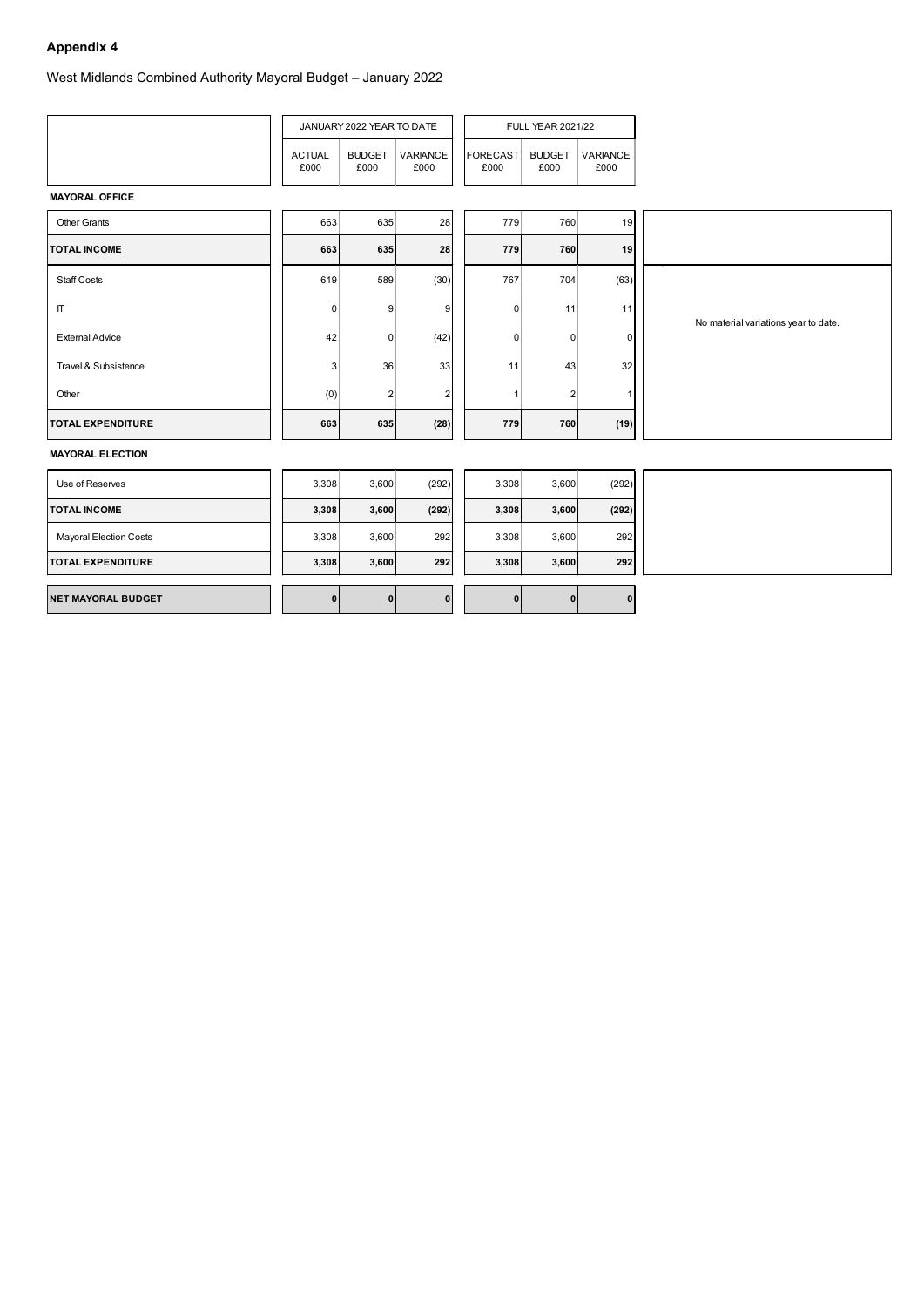**Appendix 4**

West Midlands Combined Authority Mayoral Budget – January 2022

| | JANUARY 2022 YEAR TO DATE | | | FULL YEAR 2021/22 | | | |
|---|---|---|---|---|---|---|---|
| | ACTUAL £000 | BUDGET £000 | VARIANCE £000 | FORECAST £000 | BUDGET £000 | VARIANCE £000 | |
| **MAYORAL OFFICE** | | | | | | | |
| Other Grants | 663 | 635 | 28 | 779 | 760 | 19 | |
| **TOTAL INCOME** | **663** | **635** | **28** | **779** | **760** | **19** | |
| Staff Costs | 619 | 589 | (30) | 767 | 704 | (63) | No material variations year to date. |
| IT | 0 | 9 | 9 | 0 | 11 | 11 | |
| External Advice | 42 | 0 | (42) | 0 | 0 | 0 | |
| Travel & Subsistence | 3 | 36 | 33 | 11 | 43 | 32 | |
| Other | (0) | 2 | 2 | 1 | 2 | 1 | |
| **TOTAL EXPENDITURE** | **663** | **635** | **(28)** | **779** | **760** | **(19)** | |
| **MAYORAL ELECTION** | | | | | | | |
| Use of Reserves | 3,308 | 3,600 | (292) | 3,308 | 3,600 | (292) | |
| **TOTAL INCOME** | **3,308** | **3,600** | **(292)** | **3,308** | **3,600** | **(292)** | |
| Mayoral Election Costs | 3,308 | 3,600 | 292 | 3,308 | 3,600 | 292 | |
| **TOTAL EXPENDITURE** | **3,308** | **3,600** | **292** | **3,308** | **3,600** | **292** | |
| **NET MAYORAL BUDGET** | **0** | **0** | **0** | **0** | **0** | **0** | |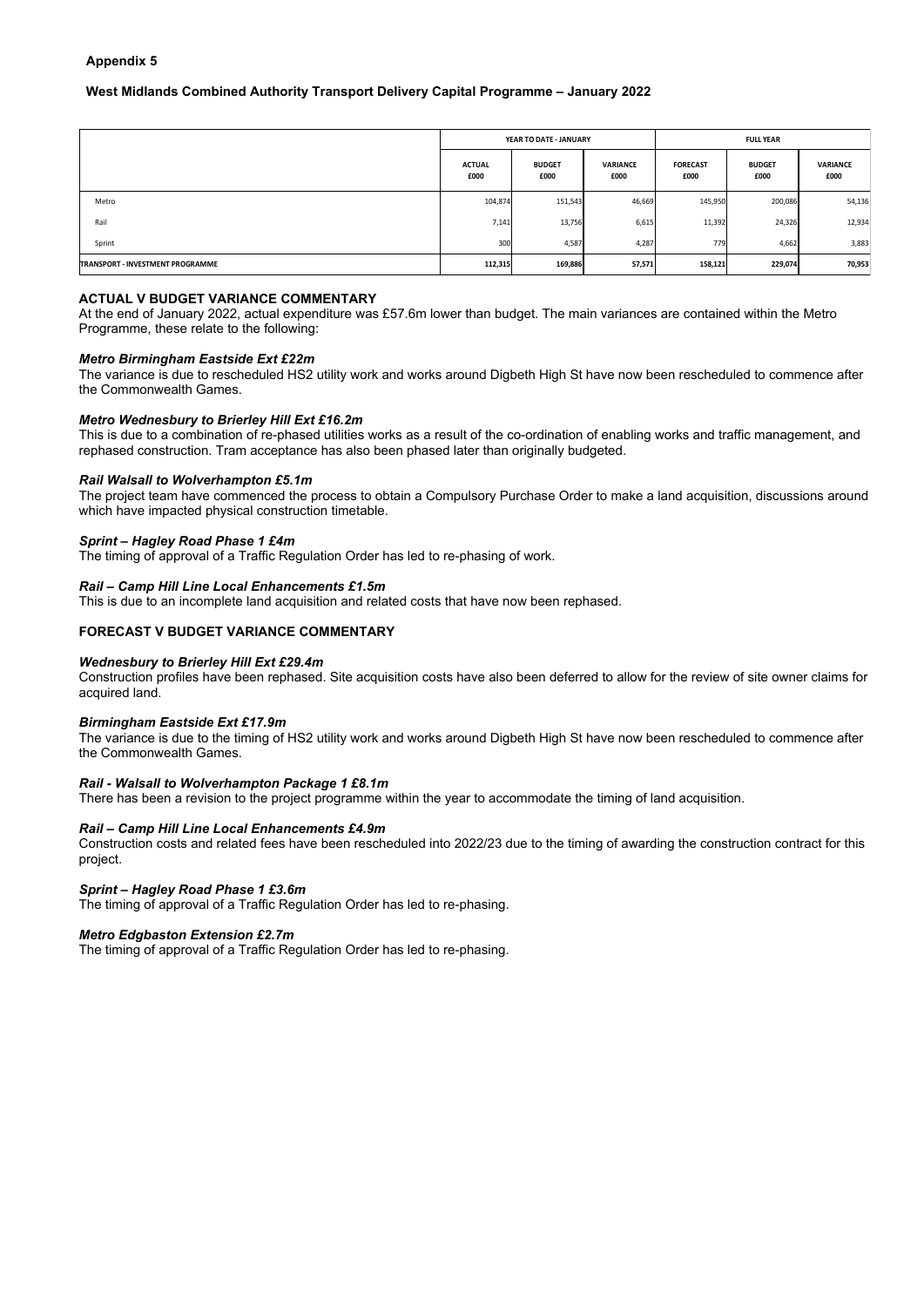**Appendix 5**

**West Midlands Combined Authority Transport Delivery Capital Programme – January 2022**

| | YEAR TO DATE - JANUARY | | | FULL YEAR | | |
|---|---|---|---|---|---|---|
| | ACTUAL £000 | BUDGET £000 | VARIANCE £000 | FORECAST £000 | BUDGET £000 | VARIANCE £000 |
| Metro | 104,874 | 151,543 | 46,669 | 145,950 | 200,086 | 54,136 |
| Rail | 7,141 | 13,756 | 6,615 | 11,392 | 24,326 | 12,934 |
| Sprint | 300 | 4,587 | 4,287 | 779 | 4,662 | 3,883 |
| **TRANSPORT - INVESTMENT PROGRAMME** | **112,315** | **169,886** | **57,571** | **158,121** | **229,074** | **70,953** |

**ACTUAL V BUDGET VARIANCE COMMENTARY**

At the end of January 2022, actual expenditure was £57.6m lower than budget. The main variances are contained within the Metro Programme, these relate to the following:

***Metro Birmingham Eastside Ext £22m***

The variance is due to rescheduled HS2 utility work and works around Digbeth High St have now been rescheduled to commence after the Commonwealth Games.

***Metro Wednesbury to Brierley Hill Ext £16.2m***

This is due to a combination of re-phased utilities works as a result of the co-ordination of enabling works and traffic management, and rephased construction. Tram acceptance has also been phased later than originally budgeted.

***Rail Walsall to Wolverhampton £5.1m***

The project team have commenced the process to obtain a Compulsory Purchase Order to make a land acquisition, discussions around which have impacted physical construction timetable.

***Sprint – Hagley Road Phase 1 £4m***

The timing of approval of a Traffic Regulation Order has led to re-phasing of work.

***Rail – Camp Hill Line Local Enhancements £1.5m***

This is due to an incomplete land acquisition and related costs that have now been rephased.

**FORECAST V BUDGET VARIANCE COMMENTARY**

***Wednesbury to Brierley Hill Ext £29.4m***

Construction profiles have been rephased. Site acquisition costs have also been deferred to allow for the review of site owner claims for acquired land.

***Birmingham Eastside Ext £17.9m***

The variance is due to the timing of HS2 utility work and works around Digbeth High St have now been rescheduled to commence after the Commonwealth Games.

***Rail - Walsall to Wolverhampton Package 1 £8.1m***

There has been a revision to the project programme within the year to accommodate the timing of land acquisition.

***Rail – Camp Hill Line Local Enhancements £4.9m***

Construction costs and related fees have been rescheduled into 2022/23 due to the timing of awarding the construction contract for this project.

***Sprint – Hagley Road Phase 1 £3.6m***

The timing of approval of a Traffic Regulation Order has led to re-phasing.

***Metro Edgbaston Extension £2.7m***

The timing of approval of a Traffic Regulation Order has led to re-phasing.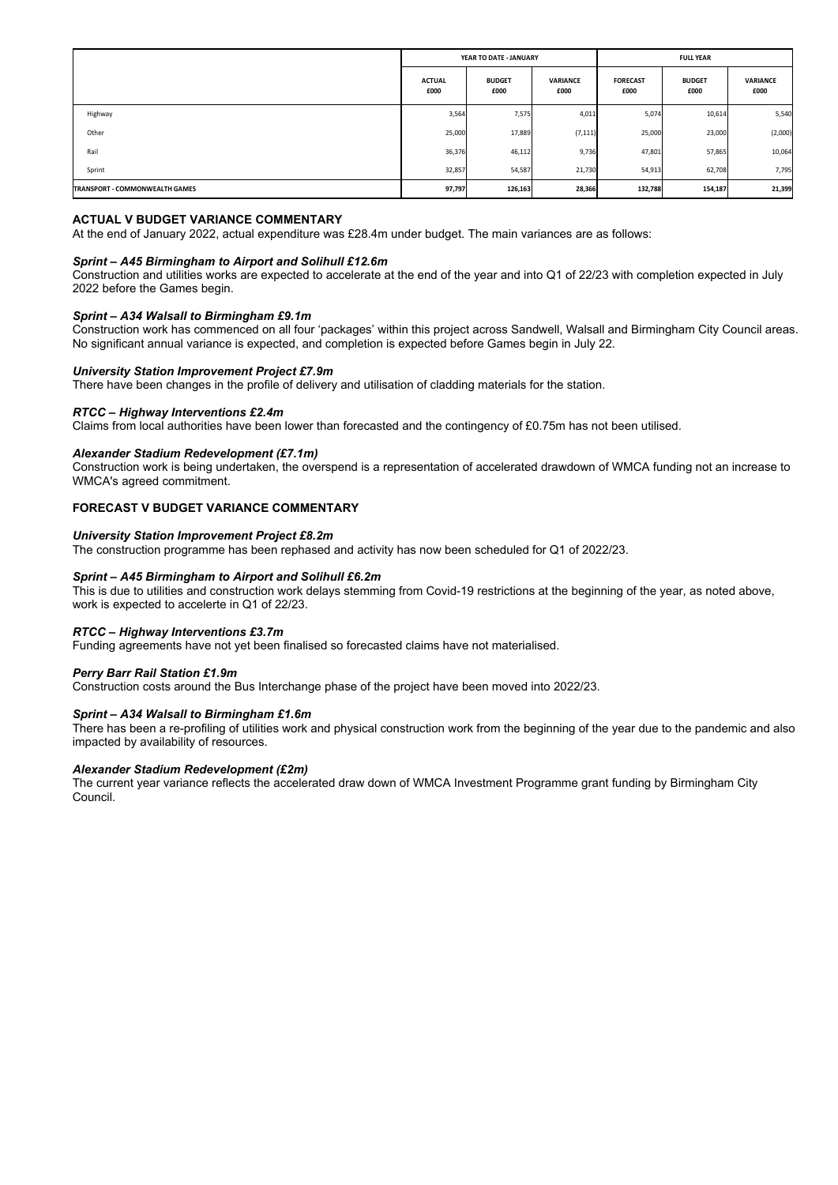| | YEAR TO DATE - JANUARY | | | FULL YEAR | | |
|---|---|---|---|---|---|---|
| | ACTUAL £000 | BUDGET £000 | VARIANCE £000 | FORECAST £000 | BUDGET £000 | VARIANCE £000 |
| Highway | 3,564 | 7,575 | 4,011 | 5,074 | 10,614 | 5,540 |
| Other | 25,000 | 17,889 | (7,111) | 25,000 | 23,000 | (2,000) |
| Rail | 36,376 | 46,112 | 9,736 | 47,801 | 57,865 | 10,064 |
| Sprint | 32,857 | 54,587 | 21,730 | 54,913 | 62,708 | 7,795 |
| **TRANSPORT - COMMONWEALTH GAMES** | **97,797** | **126,163** | **28,366** | **132,788** | **154,187** | **21,399** |

## ACTUAL V BUDGET VARIANCE COMMENTARY

At the end of January 2022, actual expenditure was £28.4m under budget. The main variances are as follows:

***Sprint – A45 Birmingham to Airport and Solihull £12.6m***

Construction and utilities works are expected to accelerate at the end of the year and into Q1 of 22/23 with completion expected in July 2022 before the Games begin.

***Sprint – A34 Walsall to Birmingham £9.1m***

Construction work has commenced on all four 'packages' within this project across Sandwell, Walsall and Birmingham City Council areas. No significant annual variance is expected, and completion is expected before Games begin in July 22.

***University Station Improvement Project £7.9m***

There have been changes in the profile of delivery and utilisation of cladding materials for the station.

***RTCC – Highway Interventions £2.4m***

Claims from local authorities have been lower than forecasted and the contingency of £0.75m has not been utilised.

***Alexander Stadium Redevelopment (£7.1m)***

Construction work is being undertaken, the overspend is a representation of accelerated drawdown of WMCA funding not an increase to WMCA's agreed commitment.

## FORECAST V BUDGET VARIANCE COMMENTARY

***University Station Improvement Project £8.2m***

The construction programme has been rephased and activity has now been scheduled for Q1 of 2022/23.

***Sprint – A45 Birmingham to Airport and Solihull £6.2m***

This is due to utilities and construction work delays stemming from Covid-19 restrictions at the beginning of the year, as noted above, work is expected to accelerte in Q1 of 22/23.

***RTCC – Highway Interventions £3.7m***

Funding agreements have not yet been finalised so forecasted claims have not materialised.

***Perry Barr Rail Station £1.9m***

Construction costs around the Bus Interchange phase of the project have been moved into 2022/23.

***Sprint – A34 Walsall to Birmingham £1.6m***

There has been a re-profiling of utilities work and physical construction work from the beginning of the year due to the pandemic and also impacted by availability of resources.

***Alexander Stadium Redevelopment (£2m)***

The current year variance reflects the accelerated draw down of WMCA Investment Programme grant funding by Birmingham City Council.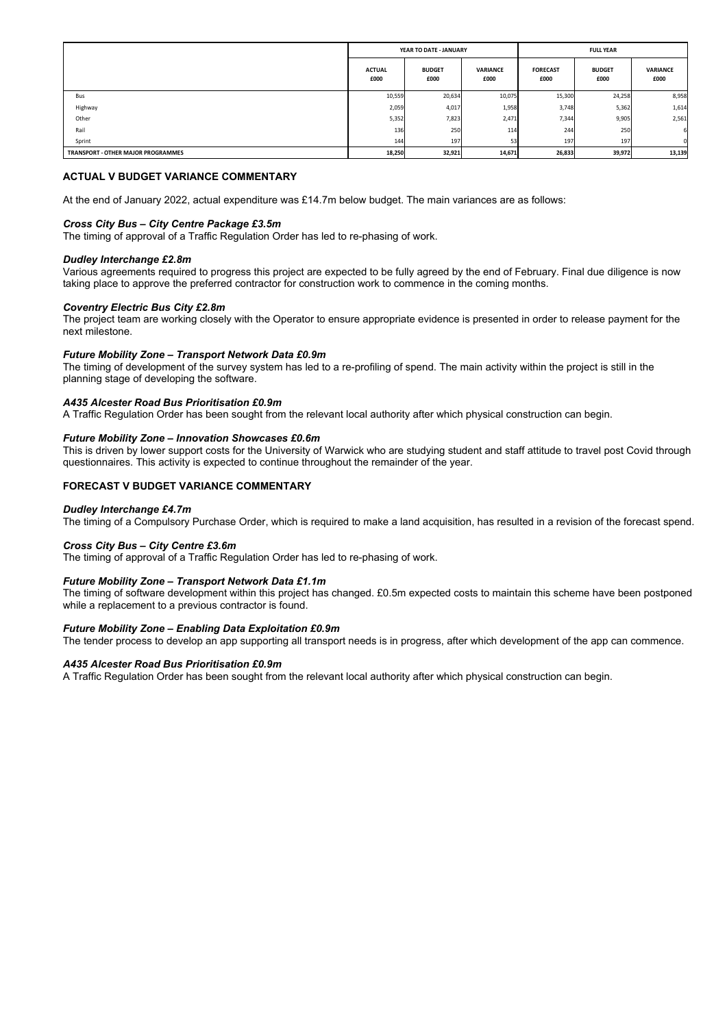| | YEAR TO DATE - JANUARY | | | FULL YEAR | | |
|---|---|---|---|---|---|---|
| | ACTUAL £000 | BUDGET £000 | VARIANCE £000 | FORECAST £000 | BUDGET £000 | VARIANCE £000 |
| Bus | 10,559 | 20,634 | 10,075 | 15,300 | 24,258 | 8,958 |
| Highway | 2,059 | 4,017 | 1,958 | 3,748 | 5,362 | 1,614 |
| Other | 5,352 | 7,823 | 2,471 | 7,344 | 9,905 | 2,561 |
| Rail | 136 | 250 | 114 | 244 | 250 | 6 |
| Sprint | 144 | 197 | 53 | 197 | 197 | 0 |
| **TRANSPORT - OTHER MAJOR PROGRAMMES** | **18,250** | **32,921** | **14,671** | **26,833** | **39,972** | **13,139** |

### ACTUAL V BUDGET VARIANCE COMMENTARY

At the end of January 2022, actual expenditure was £14.7m below budget. The main variances are as follows:

***Cross City Bus – City Centre Package £3.5m***

The timing of approval of a Traffic Regulation Order has led to re-phasing of work.

***Dudley Interchange £2.8m***

Various agreements required to progress this project are expected to be fully agreed by the end of February. Final due diligence is now taking place to approve the preferred contractor for construction work to commence in the coming months.

***Coventry Electric Bus City £2.8m***

The project team are working closely with the Operator to ensure appropriate evidence is presented in order to release payment for the next milestone.

***Future Mobility Zone – Transport Network Data £0.9m***

The timing of development of the survey system has led to a re-profiling of spend. The main activity within the project is still in the planning stage of developing the software.

***A435 Alcester Road Bus Prioritisation £0.9m***

A Traffic Regulation Order has been sought from the relevant local authority after which physical construction can begin.

***Future Mobility Zone – Innovation Showcases £0.6m***

This is driven by lower support costs for the University of Warwick who are studying student and staff attitude to travel post Covid through questionnaires. This activity is expected to continue throughout the remainder of the year.

### FORECAST V BUDGET VARIANCE COMMENTARY

***Dudley Interchange £4.7m***

The timing of a Compulsory Purchase Order, which is required to make a land acquisition, has resulted in a revision of the forecast spend.

***Cross City Bus – City Centre £3.6m***

The timing of approval of a Traffic Regulation Order has led to re-phasing of work.

***Future Mobility Zone – Transport Network Data £1.1m***

The timing of software development within this project has changed. £0.5m expected costs to maintain this scheme have been postponed while a replacement to a previous contractor is found.

***Future Mobility Zone – Enabling Data Exploitation £0.9m***

The tender process to develop an app supporting all transport needs is in progress, after which development of the app can commence.

***A435 Alcester Road Bus Prioritisation £0.9m***

A Traffic Regulation Order has been sought from the relevant local authority after which physical construction can begin.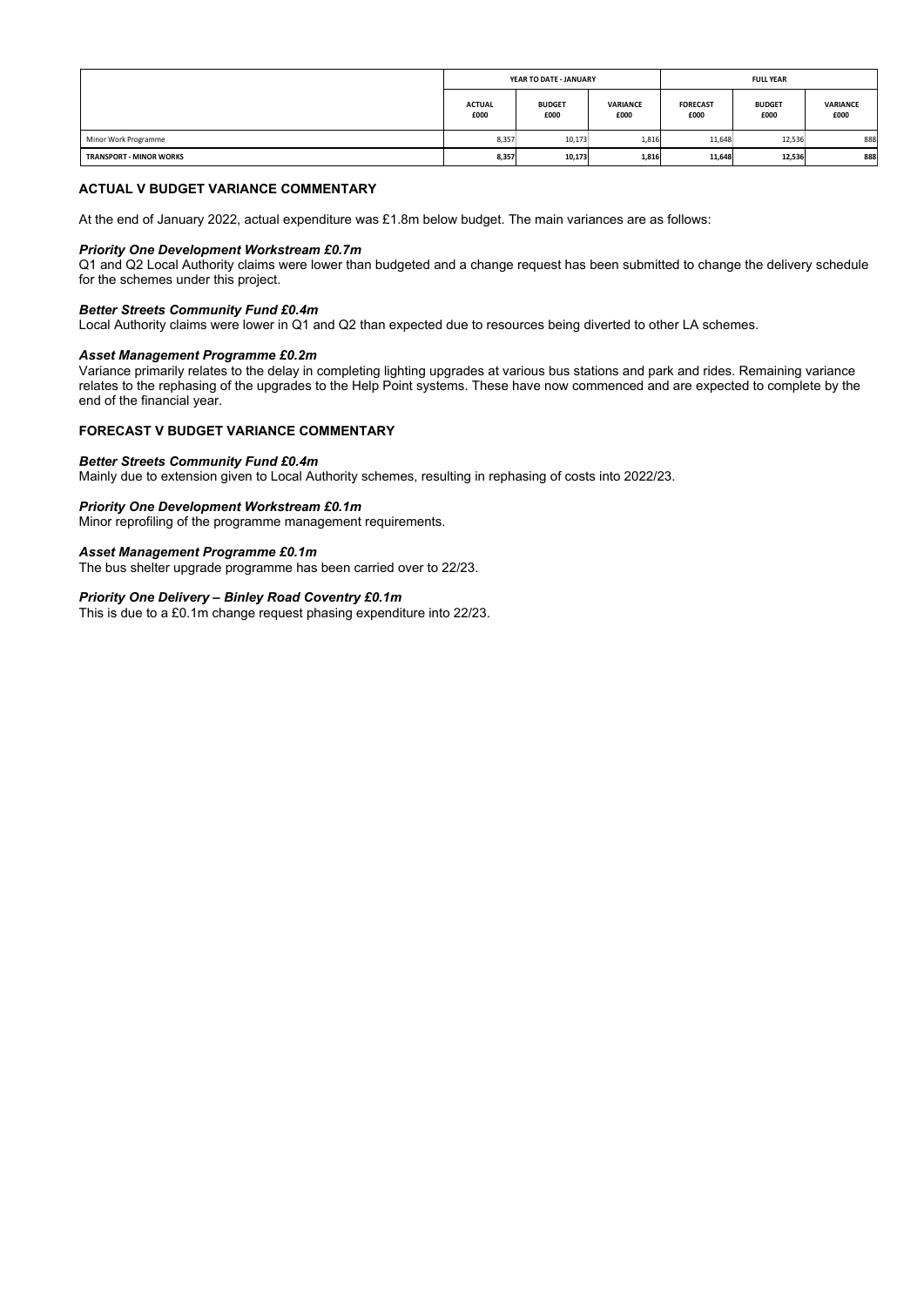| | YEAR TO DATE - JANUARY | | | FULL YEAR | | |
|---|---|---|---|---|---|---|
| | ACTUAL £000 | BUDGET £000 | VARIANCE £000 | FORECAST £000 | BUDGET £000 | VARIANCE £000 |
| Minor Work Programme | 8,357 | 10,173 | 1,816 | 11,648 | 12,536 | 888 |
| **TRANSPORT - MINOR WORKS** | **8,357** | **10,173** | **1,816** | **11,648** | **12,536** | **888** |

### ACTUAL V BUDGET VARIANCE COMMENTARY

At the end of January 2022, actual expenditure was £1.8m below budget. The main variances are as follows:

***Priority One Development Workstream £0.7m***
Q1 and Q2 Local Authority claims were lower than budgeted and a change request has been submitted to change the delivery schedule for the schemes under this project.

***Better Streets Community Fund £0.4m***
Local Authority claims were lower in Q1 and Q2 than expected due to resources being diverted to other LA schemes.

***Asset Management Programme £0.2m***
Variance primarily relates to the delay in completing lighting upgrades at various bus stations and park and rides. Remaining variance relates to the rephasing of the upgrades to the Help Point systems. These have now commenced and are expected to complete by the end of the financial year.

### FORECAST V BUDGET VARIANCE COMMENTARY

***Better Streets Community Fund £0.4m***
Mainly due to extension given to Local Authority schemes, resulting in rephasing of costs into 2022/23.

***Priority One Development Workstream £0.1m***
Minor reprofiling of the programme management requirements.

***Asset Management Programme £0.1m***
The bus shelter upgrade programme has been carried over to 22/23.

***Priority One Delivery – Binley Road Coventry £0.1m***
This is due to a £0.1m change request phasing expenditure into 22/23.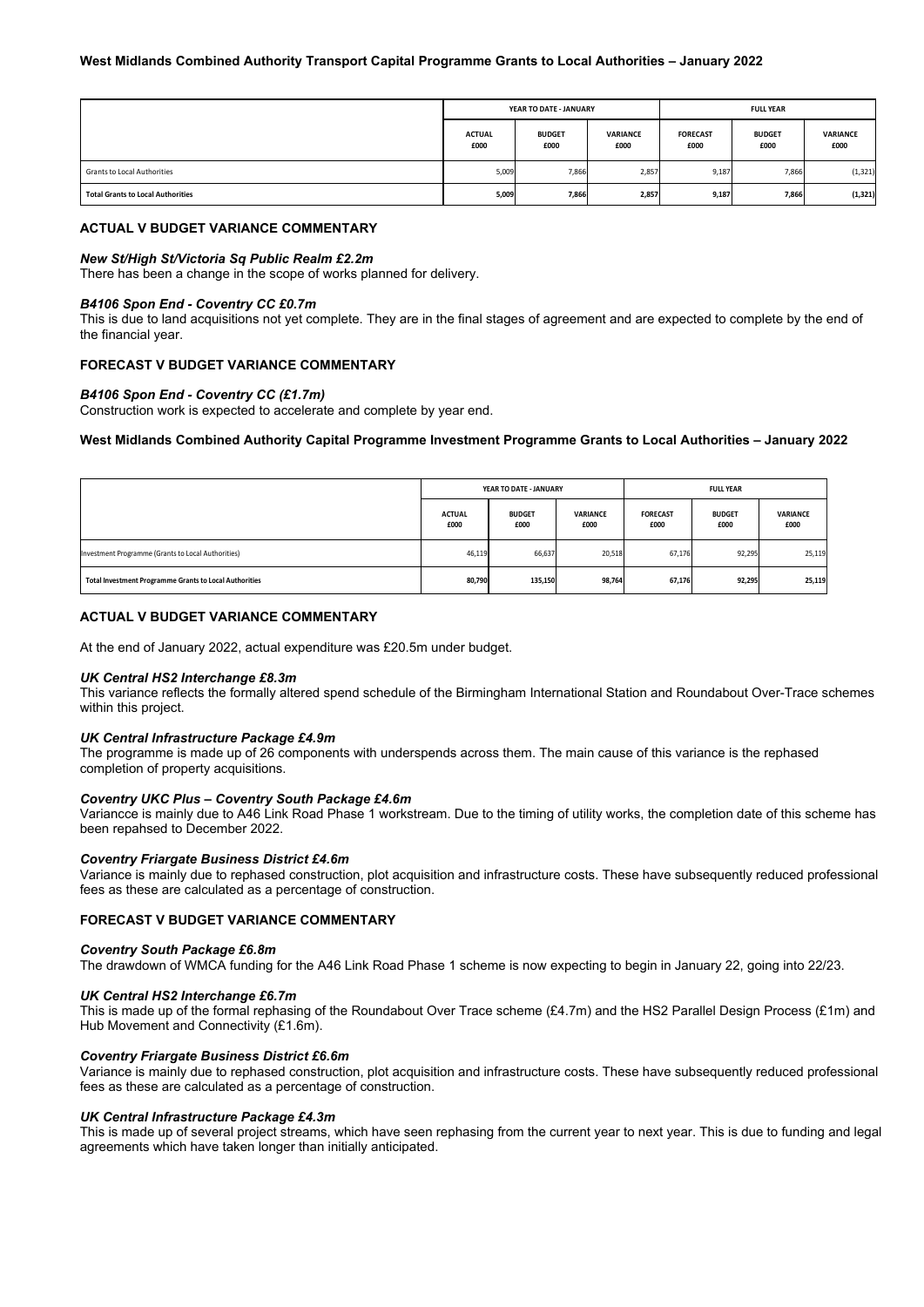### West Midlands Combined Authority Transport Capital Programme Grants to Local Authorities – January 2022

| | YEAR TO DATE - JANUARY | | | FULL YEAR | | |
|---|---|---|---|---|---|---|
| | ACTUAL £000 | BUDGET £000 | VARIANCE £000 | FORECAST £000 | BUDGET £000 | VARIANCE £000 |
| Grants to Local Authorities | 5,009 | 7,866 | 2,857 | 9,187 | 7,866 | (1,321) |
| **Total Grants to Local Authorities** | **5,009** | **7,866** | **2,857** | **9,187** | **7,866** | **(1,321)** |

#### ACTUAL V BUDGET VARIANCE COMMENTARY

***New St/High St/Victoria Sq Public Realm £2.2m***

There has been a change in the scope of works planned for delivery.

***B4106 Spon End - Coventry CC £0.7m***

This is due to land acquisitions not yet complete. They are in the final stages of agreement and are expected to complete by the end of the financial year.

#### FORECAST V BUDGET VARIANCE COMMENTARY

***B4106 Spon End - Coventry CC (£1.7m)***

Construction work is expected to accelerate and complete by year end.

### West Midlands Combined Authority Capital Programme Investment Programme Grants to Local Authorities – January 2022

| | YEAR TO DATE - JANUARY | | | FULL YEAR | | |
|---|---|---|---|---|---|---|
| | ACTUAL £000 | BUDGET £000 | VARIANCE £000 | FORECAST £000 | BUDGET £000 | VARIANCE £000 |
| Investment Programme (Grants to Local Authorities) | 46,119 | 66,637 | 20,518 | 67,176 | 92,295 | 25,119 |
| **Total Investment Programme Grants to Local Authorities** | **80,790** | **135,150** | **98,764** | **67,176** | **92,295** | **25,119** |

#### ACTUAL V BUDGET VARIANCE COMMENTARY

At the end of January 2022, actual expenditure was £20.5m under budget.

***UK Central HS2 Interchange £8.3m***

This variance reflects the formally altered spend schedule of the Birmingham International Station and Roundabout Over-Trace schemes within this project.

***UK Central Infrastructure Package £4.9m***

The programme is made up of 26 components with underspends across them. The main cause of this variance is the rephased completion of property acquisitions.

***Coventry UKC Plus – Coventry South Package £4.6m***

Variancce is mainly due to A46 Link Road Phase 1 workstream. Due to the timing of utility works, the completion date of this scheme has been repahsed to December 2022.

***Coventry Friargate Business District £4.6m***

Variance is mainly due to rephased construction, plot acquisition and infrastructure costs. These have subsequently reduced professional fees as these are calculated as a percentage of construction.

#### FORECAST V BUDGET VARIANCE COMMENTARY

***Coventry South Package £6.8m***

The drawdown of WMCA funding for the A46 Link Road Phase 1 scheme is now expecting to begin in January 22, going into 22/23.

***UK Central HS2 Interchange £6.7m***

This is made up of the formal rephasing of the Roundabout Over Trace scheme (£4.7m) and the HS2 Parallel Design Process (£1m) and Hub Movement and Connectivity (£1.6m).

***Coventry Friargate Business District £6.6m***

Variance is mainly due to rephased construction, plot acquisition and infrastructure costs. These have subsequently reduced professional fees as these are calculated as a percentage of construction.

***UK Central Infrastructure Package £4.3m***

This is made up of several project streams, which have seen rephasing from the current year to next year. This is due to funding and legal agreements which have taken longer than initially anticipated.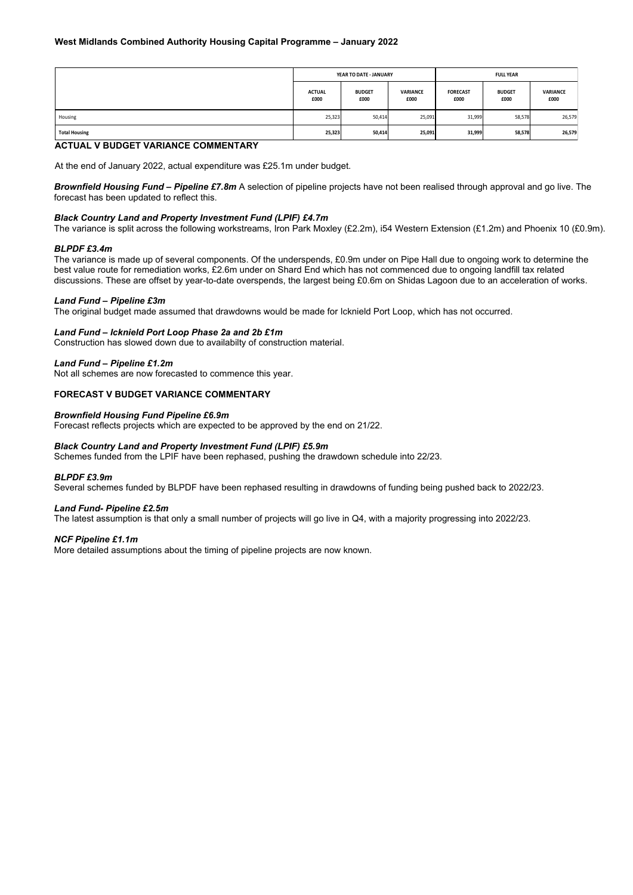**West Midlands Combined Authority Housing Capital Programme – January 2022**

| | YEAR TO DATE - JANUARY | | | FULL YEAR | | |
|---|---|---|---|---|---|---|
| | ACTUAL £000 | BUDGET £000 | VARIANCE £000 | FORECAST £000 | BUDGET £000 | VARIANCE £000 |
| Housing | 25,323 | 50,414 | 25,091 | 31,999 | 58,578 | 26,579 |
| **Total Housing** | **25,323** | **50,414** | **25,091** | **31,999** | **58,578** | **26,579** |

## ACTUAL V BUDGET VARIANCE COMMENTARY

At the end of January 2022, actual expenditure was £25.1m under budget.

***Brownfield Housing Fund – Pipeline £7.8m*** A selection of pipeline projects have not been realised through approval and go live. The forecast has been updated to reflect this.

***Black Country Land and Property Investment Fund (LPIF) £4.7m***
The variance is split across the following workstreams, Iron Park Moxley (£2.2m), i54 Western Extension (£1.2m) and Phoenix 10 (£0.9m).

***BLPDF £3.4m***
The variance is made up of several components. Of the underspends, £0.9m under on Pipe Hall due to ongoing work to determine the best value route for remediation works, £2.6m under on Shard End which has not commenced due to ongoing landfill tax related discussions. These are offset by year-to-date overspends, the largest being £0.6m on Shidas Lagoon due to an acceleration of works.

***Land Fund – Pipeline £3m***
The original budget made assumed that drawdowns would be made for Icknield Port Loop, which has not occurred.

***Land Fund – Icknield Port Loop Phase 2a and 2b £1m***
Construction has slowed down due to availabilty of construction material.

***Land Fund – Pipeline £1.2m***
Not all schemes are now forecasted to commence this year.

## FORECAST V BUDGET VARIANCE COMMENTARY

***Brownfield Housing Fund Pipeline £6.9m***
Forecast reflects projects which are expected to be approved by the end on 21/22.

***Black Country Land and Property Investment Fund (LPIF) £5.9m***
Schemes funded from the LPIF have been rephased, pushing the drawdown schedule into 22/23.

***BLPDF £3.9m***
Several schemes funded by BLPDF have been rephased resulting in drawdowns of funding being pushed back to 2022/23.

***Land Fund- Pipeline £2.5m***
The latest assumption is that only a small number of projects will go live in Q4, with a majority progressing into 2022/23.

***NCF Pipeline £1.1m***
More detailed assumptions about the timing of pipeline projects are now known.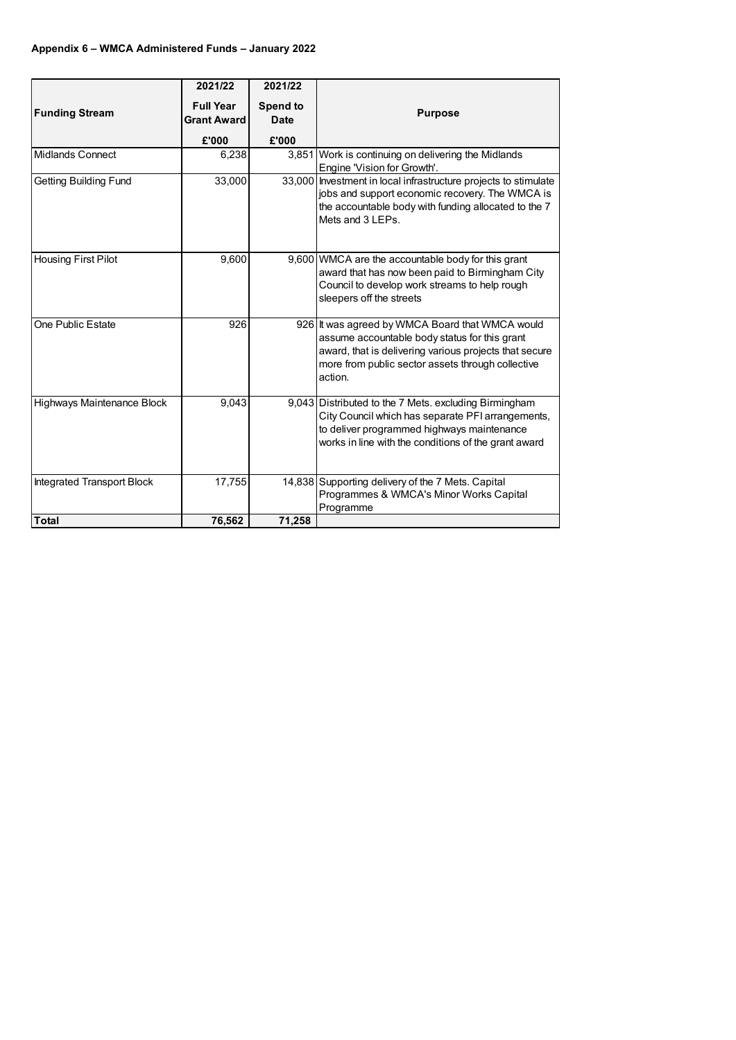**Appendix 6 – WMCA Administered Funds – January 2022**

| Funding Stream | 2021/22 Full Year Grant Award £'000 | 2021/22 Spend to Date £'000 | Purpose |
|---|---|---|---|
| Midlands Connect | 6,238 | 3,851 | Work is continuing on delivering the Midlands Engine 'Vision for Growth'. |
| Getting Building Fund | 33,000 | 33,000 | Investment in local infrastructure projects to stimulate jobs and support economic recovery. The WMCA is the accountable body with funding allocated to the 7 Mets and 3 LEPs. |
| Housing First Pilot | 9,600 | 9,600 | WMCA are the accountable body for this grant award that has now been paid to Birmingham City Council to develop work streams to help rough sleepers off the streets |
| One Public Estate | 926 | 926 | It was agreed by WMCA Board that WMCA would assume accountable body status for this grant award, that is delivering various projects that secure more from public sector assets through collective action. |
| Highways Maintenance Block | 9,043 | 9,043 | Distributed to the 7 Mets. excluding Birmingham City Council which has separate PFI arrangements, to deliver programmed highways maintenance works in line with the conditions of the grant award |
| Integrated Transport Block | 17,755 | 14,838 | Supporting delivery of the 7 Mets. Capital Programmes & WMCA's Minor Works Capital Programme |
| **Total** | **76,562** | **71,258** | |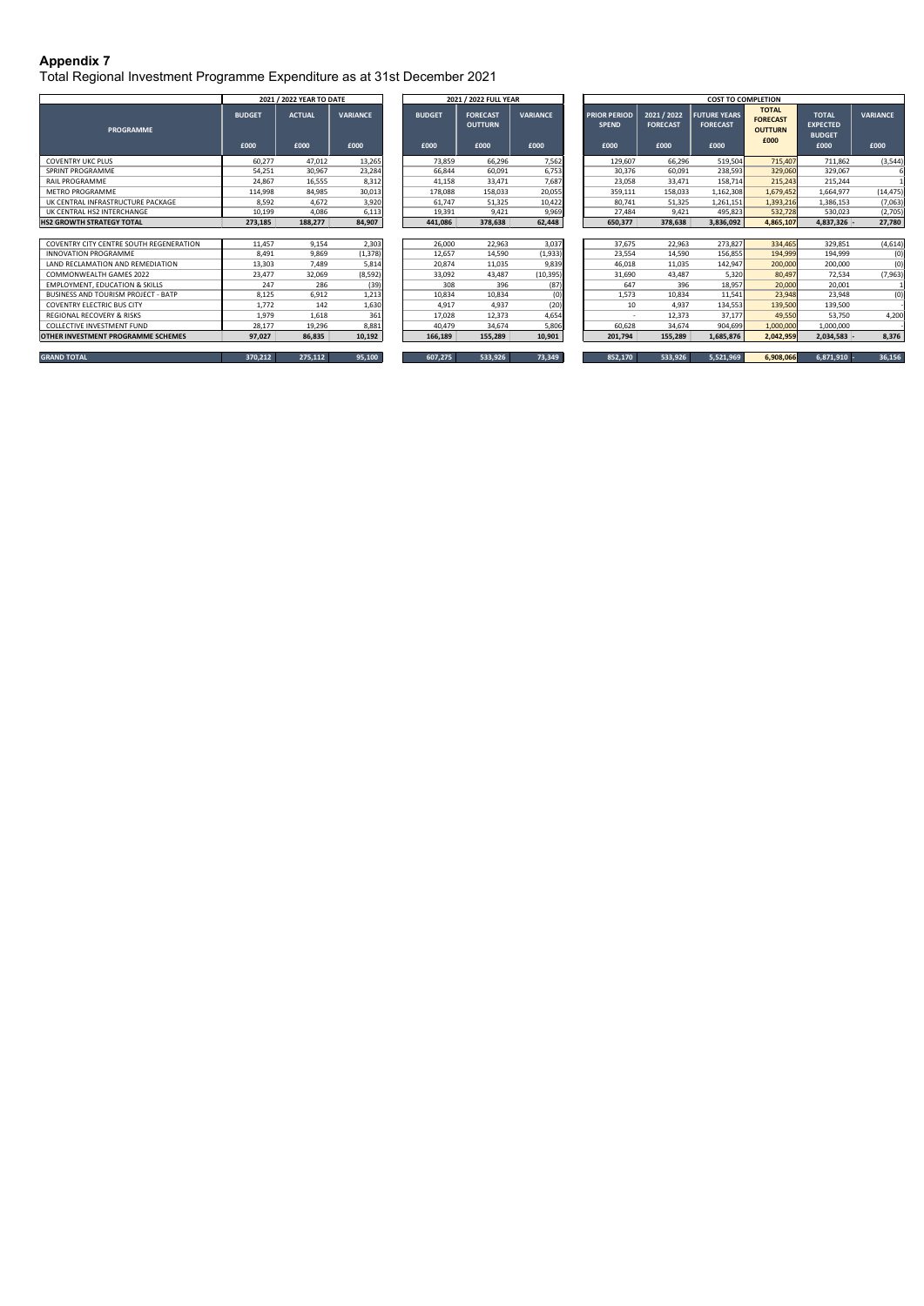# Appendix 7

Total Regional Investment Programme Expenditure as at 31st December 2021

| PROGRAMME | 2021 / 2022 YEAR TO DATE | | | 2021 / 2022 FULL YEAR | | | COST TO COMPLETION | | | | | |
|---|---|---|---|---|---|---|---|---|---|---|---|---|
| | BUDGET | ACTUAL | VARIANCE | BUDGET | FORECAST OUTTURN | VARIANCE | PRIOR PERIOD SPEND | 2021 / 2022 FORECAST | FUTURE YEARS FORECAST | TOTAL FORECAST OUTTURN | TOTAL EXPECTED BUDGET | VARIANCE |
| | £000 | £000 | £000 | £000 | £000 | £000 | £000 | £000 | £000 | £000 | £000 | £000 |
| COVENTRY UKC PLUS | 60,277 | 47,012 | 13,265 | 73,859 | 66,296 | 7,562 | 129,607 | 66,296 | 519,504 | 715,407 | 711,862 | (3,544) |
| SPRINT PROGRAMME | 54,251 | 30,967 | 23,284 | 66,844 | 60,091 | 6,753 | 30,376 | 60,091 | 238,593 | 329,060 | 329,067 | 6 |
| RAIL PROGRAMME | 24,867 | 16,555 | 8,312 | 41,158 | 33,471 | 7,687 | 23,058 | 33,471 | 158,714 | 215,243 | 215,244 | 1 |
| METRO PROGRAMME | 114,998 | 84,985 | 30,013 | 178,088 | 158,033 | 20,055 | 359,111 | 158,033 | 1,162,308 | 1,679,452 | 1,664,977 | (14,475) |
| UK CENTRAL INFRASTRUCTURE PACKAGE | 8,592 | 4,672 | 3,920 | 61,747 | 51,325 | 10,422 | 80,741 | 51,325 | 1,261,151 | 1,393,216 | 1,386,153 | (7,063) |
| UK CENTRAL HS2 INTERCHANGE | 10,199 | 4,086 | 6,113 | 19,391 | 9,421 | 9,969 | 27,484 | 9,421 | 495,823 | 532,728 | 530,023 | (2,705) |
| **HS2 GROWTH STRATEGY TOTAL** | **273,185** | **188,277** | **84,907** | **441,086** | **378,638** | **62,448** | **650,377** | **378,638** | **3,836,092** | **4,865,107** | **4,837,326** | **27,780** |
| COVENTRY CITY CENTRE SOUTH REGENERATION | 11,457 | 9,154 | 2,303 | 26,000 | 22,963 | 3,037 | 37,675 | 22,963 | 273,827 | 334,465 | 329,851 | (4,614) |
| INNOVATION PROGRAMME | 8,491 | 9,869 | (1,378) | 12,657 | 14,590 | (1,933) | 23,554 | 14,590 | 156,855 | 194,999 | 194,999 | (0) |
| LAND RECLAMATION AND REMEDIATION | 13,303 | 7,489 | 5,814 | 20,874 | 11,035 | 9,839 | 46,018 | 11,035 | 142,947 | 200,000 | 200,000 | (0) |
| COMMONWEALTH GAMES 2022 | 23,477 | 32,069 | (8,592) | 33,092 | 43,487 | (10,395) | 31,690 | 43,487 | 5,320 | 80,497 | 72,534 | (7,963) |
| EMPLOYMENT, EDUCATION & SKILLS | 247 | 286 | (39) | 308 | 396 | (87) | 647 | 396 | 18,957 | 20,000 | 20,001 | 1 |
| BUSINESS AND TOURISM PROJECT - BATP | 8,125 | 6,912 | 1,213 | 10,834 | 10,834 | (0) | 1,573 | 10,834 | 11,541 | 23,948 | 23,948 | (0) |
| COVENTRY ELECTRIC BUS CITY | 1,772 | 142 | 1,630 | 4,917 | 4,937 | (20) | 10 | 4,937 | 134,553 | 139,500 | 139,500 | - |
| REGIONAL RECOVERY & RISKS | 1,979 | 1,618 | 361 | 17,028 | 12,373 | 4,654 | - | 12,373 | 37,177 | 49,550 | 53,750 | 4,200 |
| COLLECTIVE INVESTMENT FUND | 28,177 | 19,296 | 8,881 | 40,479 | 34,674 | 5,806 | 60,628 | 34,674 | 904,699 | 1,000,000 | 1,000,000 | - |
| **OTHER INVESTMENT PROGRAMME SCHEMES** | **97,027** | **86,835** | **10,192** | **166,189** | **155,289** | **10,901** | **201,794** | **155,289** | **1,685,876** | **2,042,959** | **2,034,583** | **8,376** |
| **GRAND TOTAL** | **370,212** | **275,112** | **95,100** | **607,275** | **533,926** | **73,349** | **852,170** | **533,926** | **5,521,969** | **6,908,066** | **6,871,910** | **36,156** |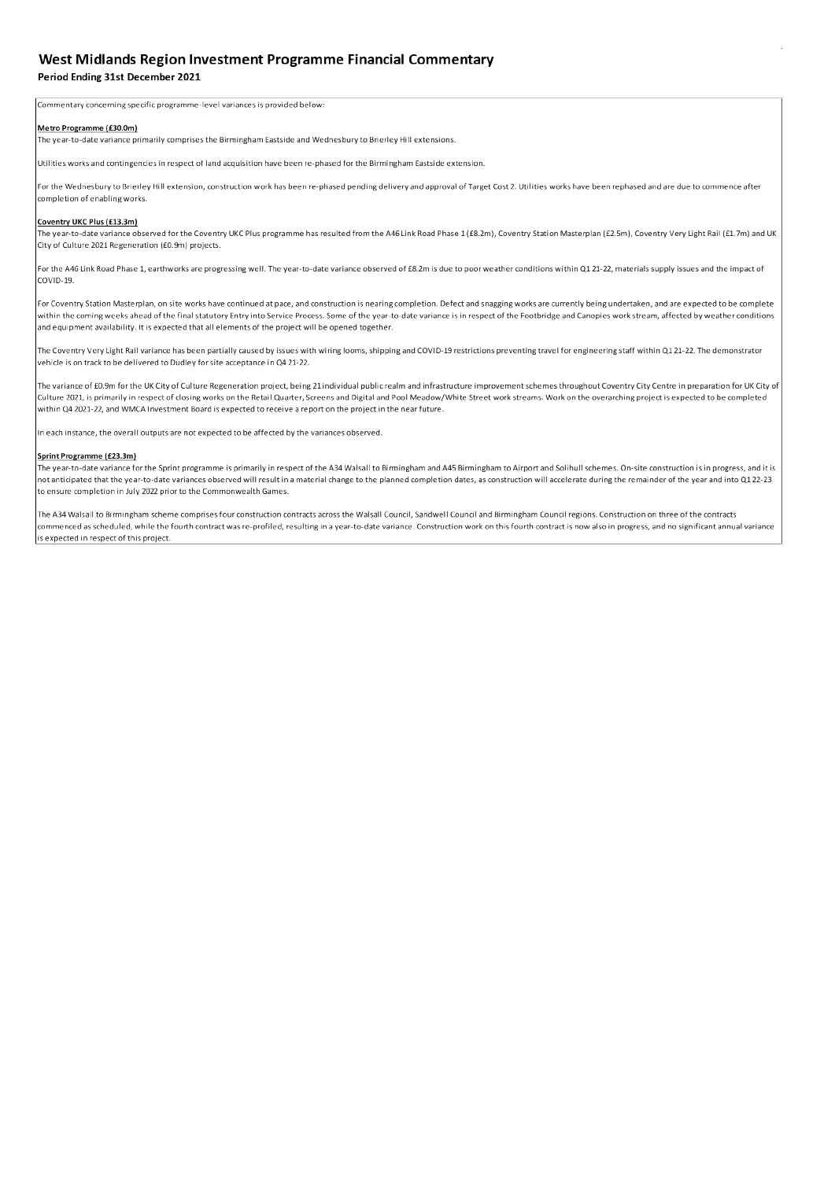# West Midlands Region Investment Programme Financial Commentary

## Period Ending 31st December 2021

Commentary concerning specific programme-level variances is provided below:

**Metro Programme (£30.0m)**

The year-to-date variance primarily comprises the Birmingham Eastside and Wednesbury to Brierley Hill extensions.

Utilities works and contingencies in respect of land acquisition have been re-phased for the Birmingham Eastside extension.

For the Wednesbury to Brierley Hill extension, construction work has been re-phased pending delivery and approval of Target Cost 2. Utilities works have been rephased and are due to commence after completion of enabling works.

**Coventry UKC Plus (£13.3m)**

The year-to-date variance observed for the Coventry UKC Plus programme has resulted from the A46 Link Road Phase 1 (£8.2m), Coventry Station Masterplan (£2.5m), Coventry Very Light Rail (£1.7m) and UK City of Culture 2021 Regeneration (£0.9m) projects.

For the A46 Link Road Phase 1, earthworks are progressing well. The year-to-date variance observed of £8.2m is due to poor weather conditions within Q1 21-22, materials supply issues and the impact of COVID-19.

For Coventry Station Masterplan, on site works have continued at pace, and construction is nearing completion. Defect and snagging works are currently being undertaken, and are expected to be complete within the coming weeks ahead of the final statutory Entry into Service Process. Some of the year-to-date variance is in respect of the Footbridge and Canopies work stream, affected by weather conditions and equipment availability. It is expected that all elements of the project will be opened together.

The Coventry Very Light Rail variance has been partially caused by issues with wiring looms, shipping and COVID-19 restrictions preventing travel for engineering staff within Q1 21-22. The demonstrator vehicle is on track to be delivered to Dudley for site acceptance in Q4 21-22.

The variance of £0.9m for the UK City of Culture Regeneration project, being 21 individual public realm and infrastructure improvement schemes throughout Coventry City Centre in preparation for UK City of Culture 2021, is primarily in respect of closing works on the Retail Quarter, Screens and Digital and Pool Meadow/White Street work streams. Work on the overarching project is expected to be completed within Q4 2021-22, and WMCA Investment Board is expected to receive a report on the project in the near future.

In each instance, the overall outputs are not expected to be affected by the variances observed.

**Sprint Programme (£23.3m)**

The year-to-date variance for the Sprint programme is primarily in respect of the A34 Walsall to Birmingham and A45 Birmingham to Airport and Solihull schemes. On-site construction is in progress, and it is not anticipated that the year-to-date variances observed will result in a material change to the planned completion dates, as construction will accelerate during the remainder of the year and into Q1 22-23 to ensure completion in July 2022 prior to the Commonwealth Games.

The A34 Walsall to Birmingham scheme comprises four construction contracts across the Walsall Council, Sandwell Council and Birmingham Council regions. Construction on three of the contracts commenced as scheduled, while the fourth contract was re-profiled, resulting in a year-to-date variance. Construction work on this fourth contract is now also in progress, and no significant annual variance is expected in respect of this project.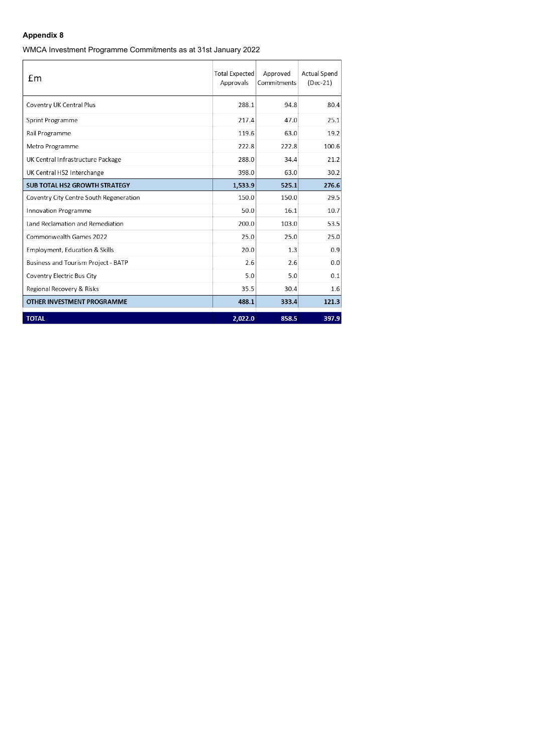**Appendix 8**

WMCA Investment Programme Commitments as at 31st January 2022

| £m | Total Expected Approvals | Approved Commitments | Actual Spend (Dec-21) |
|---|---|---|---|
| Coventry UK Central Plus | 288.1 | 94.8 | 80.4 |
| Sprint Programme | 217.4 | 47.0 | 25.1 |
| Rail Programme | 119.6 | 63.0 | 19.2 |
| Metro Programme | 222.8 | 222.8 | 100.6 |
| UK Central Infrastructure Package | 288.0 | 34.4 | 21.2 |
| UK Central HS2 Interchange | 398.0 | 63.0 | 30.2 |
| **SUB TOTAL HS2 GROWTH STRATEGY** | **1,533.9** | **525.1** | **276.6** |
| Coventry City Centre South Regeneration | 150.0 | 150.0 | 29.5 |
| Innovation Programme | 50.0 | 16.1 | 10.7 |
| Land Reclamation and Remediation | 200.0 | 103.0 | 53.5 |
| Commonwealth Games 2022 | 25.0 | 25.0 | 25.0 |
| Employment, Education & Skills | 20.0 | 1.3 | 0.9 |
| Business and Tourism Project - BATP | 2.6 | 2.6 | 0.0 |
| Coventry Electric Bus City | 5.0 | 5.0 | 0.1 |
| Regional Recovery & Risks | 35.5 | 30.4 | 1.6 |
| **OTHER INVESTMENT PROGRAMME** | **488.1** | **333.4** | **121.3** |
| **TOTAL** | **2,022.0** | **858.5** | **397.9** |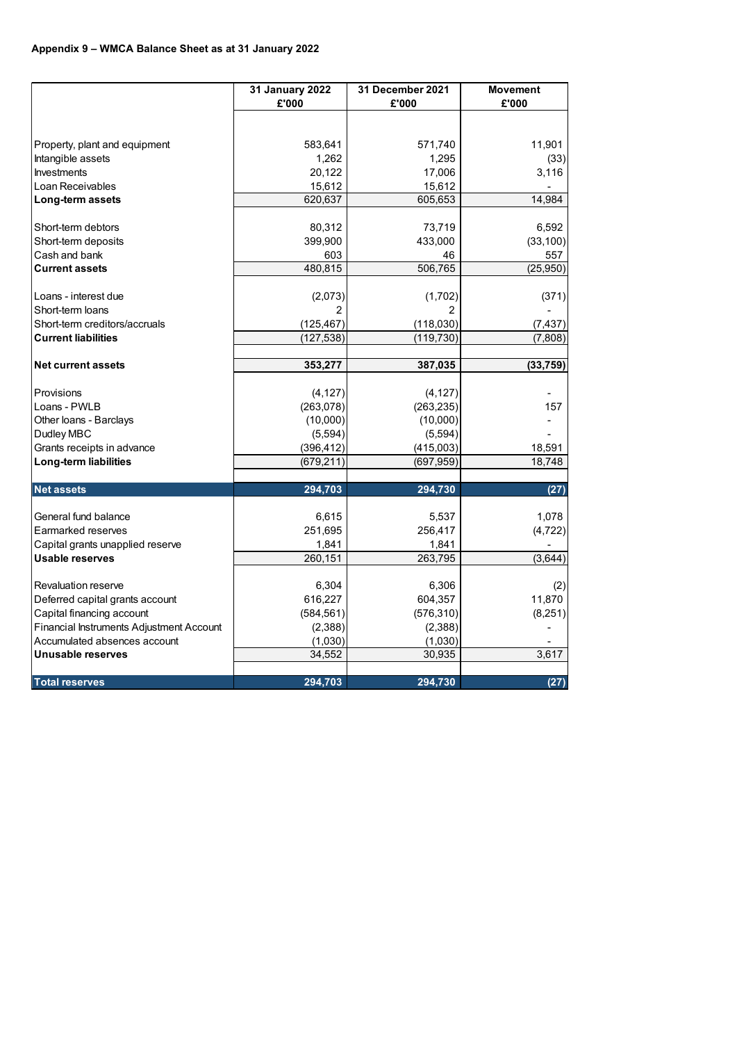**Appendix 9 – WMCA Balance Sheet as at 31 January 2022**

| | 31 January 2022 £'000 | 31 December 2021 £'000 | Movement £'000 |
|---|---|---|---|
| Property, plant and equipment | 583,641 | 571,740 | 11,901 |
| Intangible assets | 1,262 | 1,295 | (33) |
| Investments | 20,122 | 17,006 | 3,116 |
| Loan Receivables | 15,612 | 15,612 | - |
| **Long-term assets** | 620,637 | 605,653 | 14,984 |
| Short-term debtors | 80,312 | 73,719 | 6,592 |
| Short-term deposits | 399,900 | 433,000 | (33,100) |
| Cash and bank | 603 | 46 | 557 |
| **Current assets** | 480,815 | 506,765 | (25,950) |
| Loans - interest due | (2,073) | (1,702) | (371) |
| Short-term loans | 2 | 2 | - |
| Short-term creditors/accruals | (125,467) | (118,030) | (7,437) |
| **Current liabilities** | (127,538) | (119,730) | (7,808) |
| **Net current assets** | **353,277** | **387,035** | **(33,759)** |
| Provisions | (4,127) | (4,127) | - |
| Loans - PWLB | (263,078) | (263,235) | 157 |
| Other loans - Barclays | (10,000) | (10,000) | - |
| Dudley MBC | (5,594) | (5,594) | - |
| Grants receipts in advance | (396,412) | (415,003) | 18,591 |
| **Long-term liabilities** | (679,211) | (697,959) | 18,748 |
| **Net assets** | **294,703** | **294,730** | **(27)** |
| General fund balance | 6,615 | 5,537 | 1,078 |
| Earmarked reserves | 251,695 | 256,417 | (4,722) |
| Capital grants unapplied reserve | 1,841 | 1,841 | - |
| **Usable reserves** | 260,151 | 263,795 | (3,644) |
| Revaluation reserve | 6,304 | 6,306 | (2) |
| Deferred capital grants account | 616,227 | 604,357 | 11,870 |
| Capital financing account | (584,561) | (576,310) | (8,251) |
| Financial Instruments Adjustment Account | (2,388) | (2,388) | - |
| Accumulated absences account | (1,030) | (1,030) | - |
| **Unusable reserves** | 34,552 | 30,935 | 3,617 |
| **Total reserves** | **294,703** | **294,730** | **(27)** |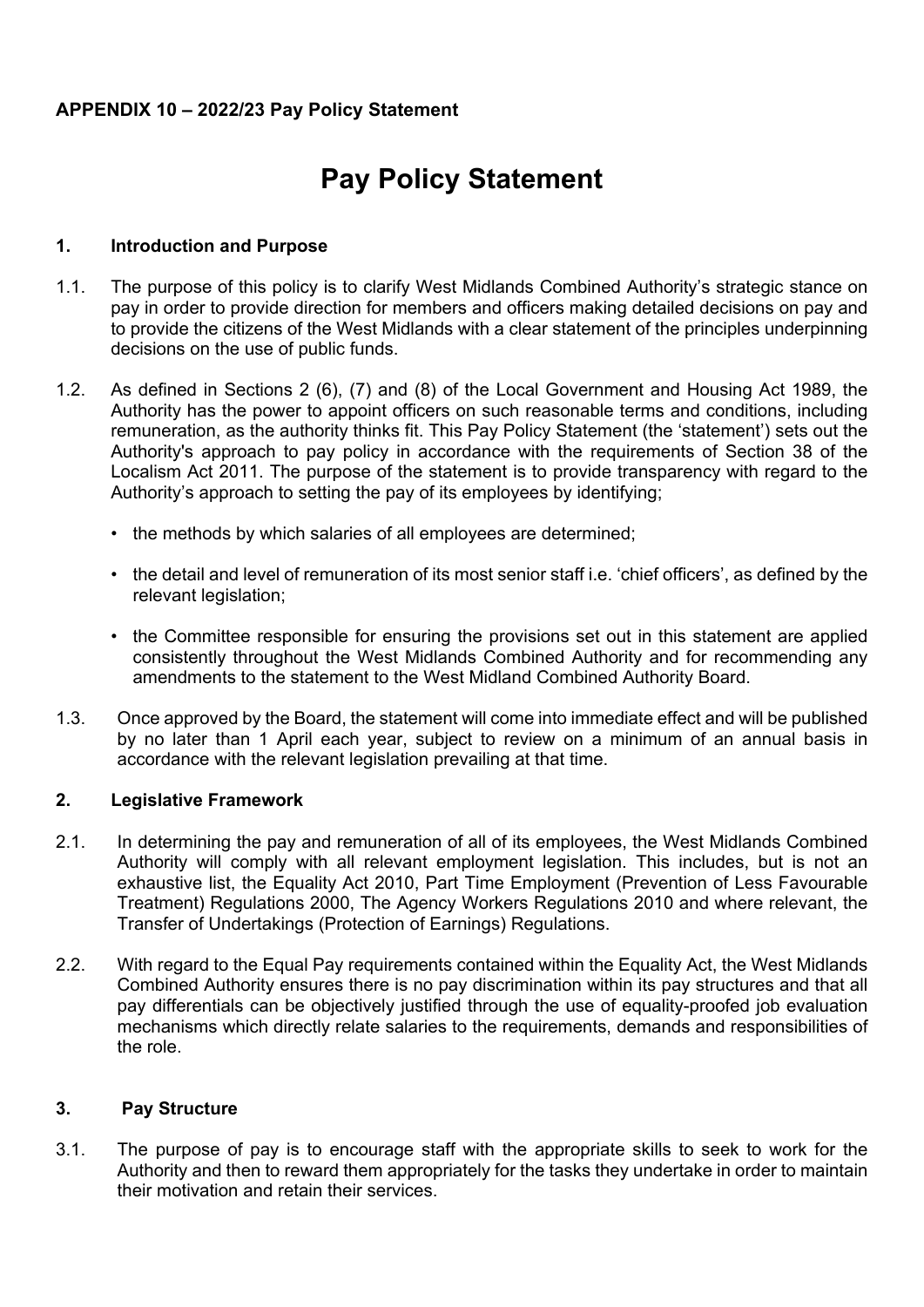**APPENDIX 10 – 2022/23 Pay Policy Statement**

# Pay Policy Statement

## 1. Introduction and Purpose

1.1. The purpose of this policy is to clarify West Midlands Combined Authority's strategic stance on pay in order to provide direction for members and officers making detailed decisions on pay and to provide the citizens of the West Midlands with a clear statement of the principles underpinning decisions on the use of public funds.

1.2. As defined in Sections 2 (6), (7) and (8) of the Local Government and Housing Act 1989, the Authority has the power to appoint officers on such reasonable terms and conditions, including remuneration, as the authority thinks fit. This Pay Policy Statement (the 'statement') sets out the Authority's approach to pay policy in accordance with the requirements of Section 38 of the Localism Act 2011. The purpose of the statement is to provide transparency with regard to the Authority's approach to setting the pay of its employees by identifying;

- the methods by which salaries of all employees are determined;
- the detail and level of remuneration of its most senior staff i.e. 'chief officers', as defined by the relevant legislation;
- the Committee responsible for ensuring the provisions set out in this statement are applied consistently throughout the West Midlands Combined Authority and for recommending any amendments to the statement to the West Midland Combined Authority Board.

1.3. Once approved by the Board, the statement will come into immediate effect and will be published by no later than 1 April each year, subject to review on a minimum of an annual basis in accordance with the relevant legislation prevailing at that time.

## 2. Legislative Framework

2.1. In determining the pay and remuneration of all of its employees, the West Midlands Combined Authority will comply with all relevant employment legislation. This includes, but is not an exhaustive list, the Equality Act 2010, Part Time Employment (Prevention of Less Favourable Treatment) Regulations 2000, The Agency Workers Regulations 2010 and where relevant, the Transfer of Undertakings (Protection of Earnings) Regulations.

2.2. With regard to the Equal Pay requirements contained within the Equality Act, the West Midlands Combined Authority ensures there is no pay discrimination within its pay structures and that all pay differentials can be objectively justified through the use of equality-proofed job evaluation mechanisms which directly relate salaries to the requirements, demands and responsibilities of the role.

## 3. Pay Structure

3.1. The purpose of pay is to encourage staff with the appropriate skills to seek to work for the Authority and then to reward them appropriately for the tasks they undertake in order to maintain their motivation and retain their services.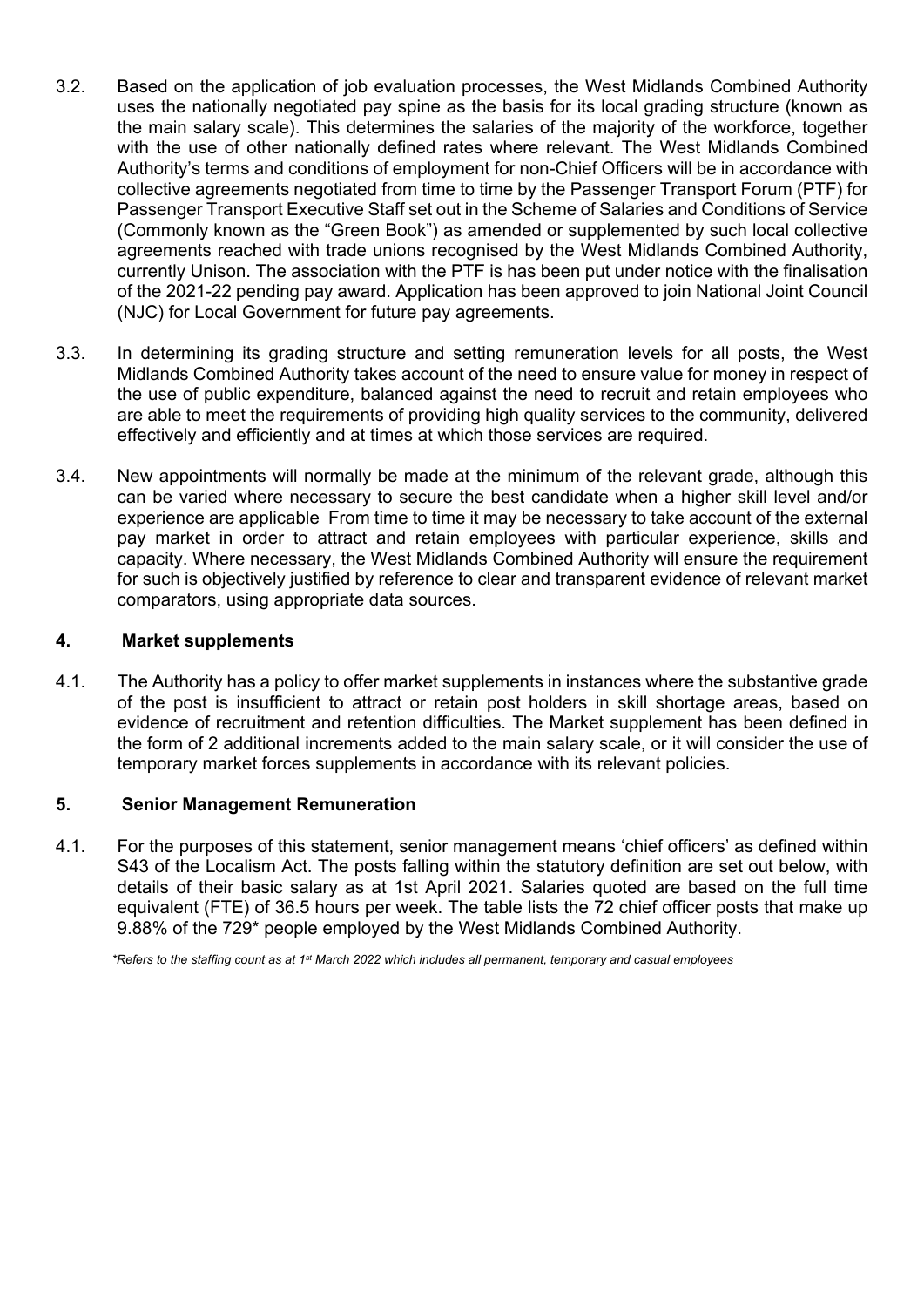3.2. Based on the application of job evaluation processes, the West Midlands Combined Authority uses the nationally negotiated pay spine as the basis for its local grading structure (known as the main salary scale). This determines the salaries of the majority of the workforce, together with the use of other nationally defined rates where relevant. The West Midlands Combined Authority's terms and conditions of employment for non-Chief Officers will be in accordance with collective agreements negotiated from time to time by the Passenger Transport Forum (PTF) for Passenger Transport Executive Staff set out in the Scheme of Salaries and Conditions of Service (Commonly known as the "Green Book") as amended or supplemented by such local collective agreements reached with trade unions recognised by the West Midlands Combined Authority, currently Unison. The association with the PTF is has been put under notice with the finalisation of the 2021-22 pending pay award. Application has been approved to join National Joint Council (NJC) for Local Government for future pay agreements.

3.3. In determining its grading structure and setting remuneration levels for all posts, the West Midlands Combined Authority takes account of the need to ensure value for money in respect of the use of public expenditure, balanced against the need to recruit and retain employees who are able to meet the requirements of providing high quality services to the community, delivered effectively and efficiently and at times at which those services are required.

3.4. New appointments will normally be made at the minimum of the relevant grade, although this can be varied where necessary to secure the best candidate when a higher skill level and/or experience are applicable From time to time it may be necessary to take account of the external pay market in order to attract and retain employees with particular experience, skills and capacity. Where necessary, the West Midlands Combined Authority will ensure the requirement for such is objectively justified by reference to clear and transparent evidence of relevant market comparators, using appropriate data sources.

## 4. Market supplements

4.1. The Authority has a policy to offer market supplements in instances where the substantive grade of the post is insufficient to attract or retain post holders in skill shortage areas, based on evidence of recruitment and retention difficulties. The Market supplement has been defined in the form of 2 additional increments added to the main salary scale, or it will consider the use of temporary market forces supplements in accordance with its relevant policies.

## 5. Senior Management Remuneration

4.1. For the purposes of this statement, senior management means 'chief officers' as defined within S43 of the Localism Act. The posts falling within the statutory definition are set out below, with details of their basic salary as at 1st April 2021. Salaries quoted are based on the full time equivalent (FTE) of 36.5 hours per week. The table lists the 72 chief officer posts that make up 9.88% of the 729* people employed by the West Midlands Combined Authority.

*\*Refers to the staffing count as at 1st March 2022 which includes all permanent, temporary and casual employees*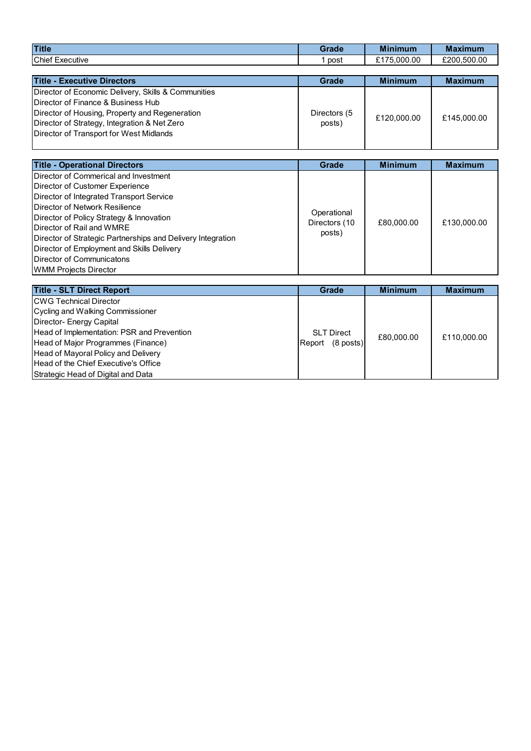| Title | Grade | Minimum | Maximum |
| --- | --- | --- | --- |
| Chief Executive | 1 post | £175,000.00 | £200,500.00 |

| Title - Executive Directors | Grade | Minimum | Maximum |
| --- | --- | --- | --- |
| Director of Economic Delivery, Skills & Communities<br>Director of Finance & Business Hub<br>Director of Housing, Property and Regeneration<br>Director of Strategy, Integration & Net Zero<br>Director of Transport for West Midlands | Directors (5 posts) | £120,000.00 | £145,000.00 |

| Title - Operational Directors | Grade | Minimum | Maximum |
| --- | --- | --- | --- |
| Director of Commerical and Investment<br>Director of Customer Experience<br>Director of Integrated Transport Service<br>Director of Network Resilience<br>Director of Policy Strategy & Innovation<br>Director of Rail and WMRE<br>Director of Strategic Partnerships and Delivery Integration<br>Director of Employment and Skills Delivery<br>Director of Communicatons<br>WMM Projects Director | Operational Directors (10 posts) | £80,000.00 | £130,000.00 |

| Title - SLT Direct Report | Grade | Minimum | Maximum |
| --- | --- | --- | --- |
| CWG Technical Director<br>Cycling and Walking Commissioner<br>Director- Energy Capital<br>Head of Implementation: PSR and Prevention<br>Head of Major Programmes (Finance)<br>Head of Mayoral Policy and Delivery<br>Head of the Chief Executive's Office<br>Strategic Head of Digital and Data | SLT Direct Report (8 posts) | £80,000.00 | £110,000.00 |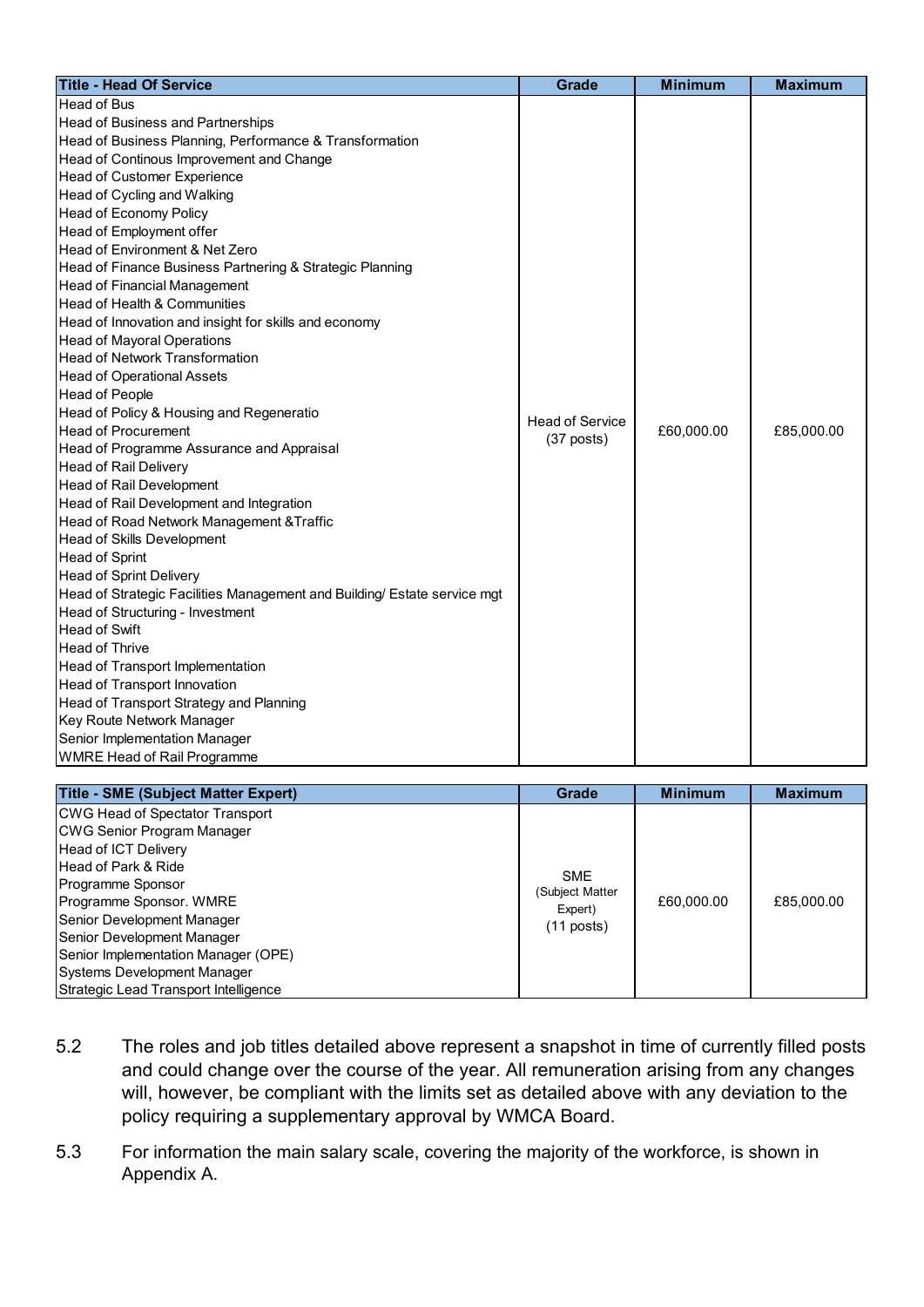| Title - Head Of Service | Grade | Minimum | Maximum |
|---|---|---|---|
| Head of Bus<br>Head of Business and Partnerships<br>Head of Business Planning, Performance & Transformation<br>Head of Continous Improvement and Change<br>Head of Customer Experience<br>Head of Cycling and Walking<br>Head of Economy Policy<br>Head of Employment offer<br>Head of Environment & Net Zero<br>Head of Finance Business Partnering & Strategic Planning<br>Head of Financial Management<br>Head of Health & Communities<br>Head of Innovation and insight for skills and economy<br>Head of Mayoral Operations<br>Head of Network Transformation<br>Head of Operational Assets<br>Head of People<br>Head of Policy & Housing and Regeneratio<br>Head of Procurement<br>Head of Programme Assurance and Appraisal<br>Head of Rail Delivery<br>Head of Rail Development<br>Head of Rail Development and Integration<br>Head of Road Network Management &Traffic<br>Head of Skills Development<br>Head of Sprint<br>Head of Sprint Delivery<br>Head of Strategic Facilities Management and Building/ Estate service mgt<br>Head of Structuring - Investment<br>Head of Swift<br>Head of Thrive<br>Head of Transport Implementation<br>Head of Transport Innovation<br>Head of Transport Strategy and Planning<br>Key Route Network Manager<br>Senior Implementation Manager<br>WMRE Head of Rail Programme | Head of Service (37 posts) | £60,000.00 | £85,000.00 |

| Title - SME (Subject Matter Expert) | Grade | Minimum | Maximum |
|---|---|---|---|
| CWG Head of Spectator Transport<br>CWG Senior Program Manager<br>Head of ICT Delivery<br>Head of Park & Ride<br>Programme Sponsor<br>Programme Sponsor. WMRE<br>Senior Development Manager<br>Senior Development Manager<br>Senior Implementation Manager (OPE)<br>Systems Development Manager<br>Strategic Lead Transport Intelligence | SME (Subject Matter Expert) (11 posts) | £60,000.00 | £85,000.00 |

5.2 The roles and job titles detailed above represent a snapshot in time of currently filled posts and could change over the course of the year. All remuneration arising from any changes will, however, be compliant with the limits set as detailed above with any deviation to the policy requiring a supplementary approval by WMCA Board.

5.3 For information the main salary scale, covering the majority of the workforce, is shown in Appendix A.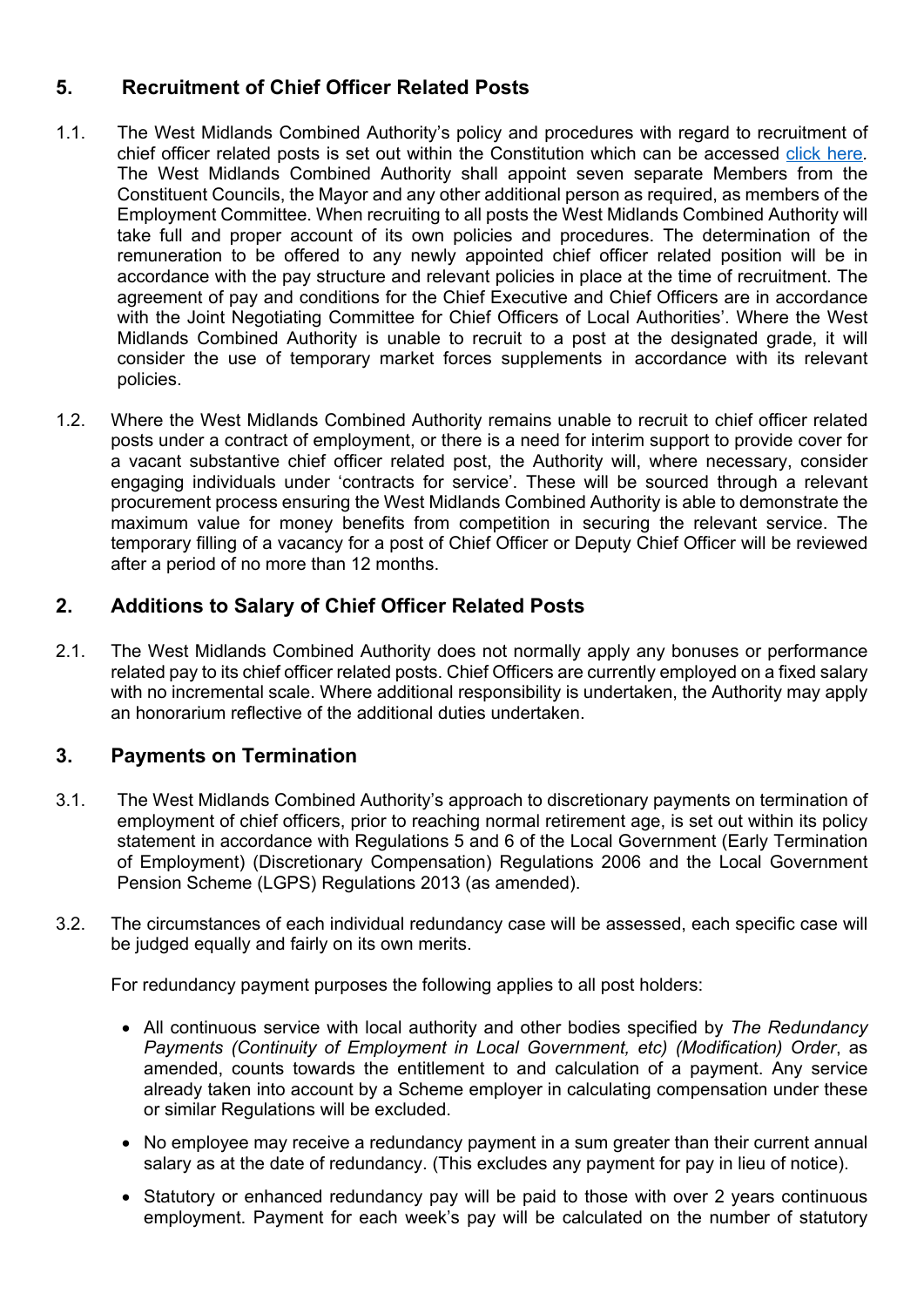## 5. Recruitment of Chief Officer Related Posts

1.1. The West Midlands Combined Authority's policy and procedures with regard to recruitment of chief officer related posts is set out within the Constitution which can be accessed [click here](). The West Midlands Combined Authority shall appoint seven separate Members from the Constituent Councils, the Mayor and any other additional person as required, as members of the Employment Committee. When recruiting to all posts the West Midlands Combined Authority will take full and proper account of its own policies and procedures. The determination of the remuneration to be offered to any newly appointed chief officer related position will be in accordance with the pay structure and relevant policies in place at the time of recruitment. The agreement of pay and conditions for the Chief Executive and Chief Officers are in accordance with the Joint Negotiating Committee for Chief Officers of Local Authorities'. Where the West Midlands Combined Authority is unable to recruit to a post at the designated grade, it will consider the use of temporary market forces supplements in accordance with its relevant policies.

1.2. Where the West Midlands Combined Authority remains unable to recruit to chief officer related posts under a contract of employment, or there is a need for interim support to provide cover for a vacant substantive chief officer related post, the Authority will, where necessary, consider engaging individuals under 'contracts for service'. These will be sourced through a relevant procurement process ensuring the West Midlands Combined Authority is able to demonstrate the maximum value for money benefits from competition in securing the relevant service. The temporary filling of a vacancy for a post of Chief Officer or Deputy Chief Officer will be reviewed after a period of no more than 12 months.

## 2. Additions to Salary of Chief Officer Related Posts

2.1. The West Midlands Combined Authority does not normally apply any bonuses or performance related pay to its chief officer related posts. Chief Officers are currently employed on a fixed salary with no incremental scale. Where additional responsibility is undertaken, the Authority may apply an honorarium reflective of the additional duties undertaken.

## 3. Payments on Termination

3.1. The West Midlands Combined Authority's approach to discretionary payments on termination of employment of chief officers, prior to reaching normal retirement age, is set out within its policy statement in accordance with Regulations 5 and 6 of the Local Government (Early Termination of Employment) (Discretionary Compensation) Regulations 2006 and the Local Government Pension Scheme (LGPS) Regulations 2013 (as amended).

3.2. The circumstances of each individual redundancy case will be assessed, each specific case will be judged equally and fairly on its own merits.

For redundancy payment purposes the following applies to all post holders:

- All continuous service with local authority and other bodies specified by *The Redundancy Payments (Continuity of Employment in Local Government, etc) (Modification) Order*, as amended, counts towards the entitlement to and calculation of a payment. Any service already taken into account by a Scheme employer in calculating compensation under these or similar Regulations will be excluded.
- No employee may receive a redundancy payment in a sum greater than their current annual salary as at the date of redundancy. (This excludes any payment for pay in lieu of notice).
- Statutory or enhanced redundancy pay will be paid to those with over 2 years continuous employment. Payment for each week's pay will be calculated on the number of statutory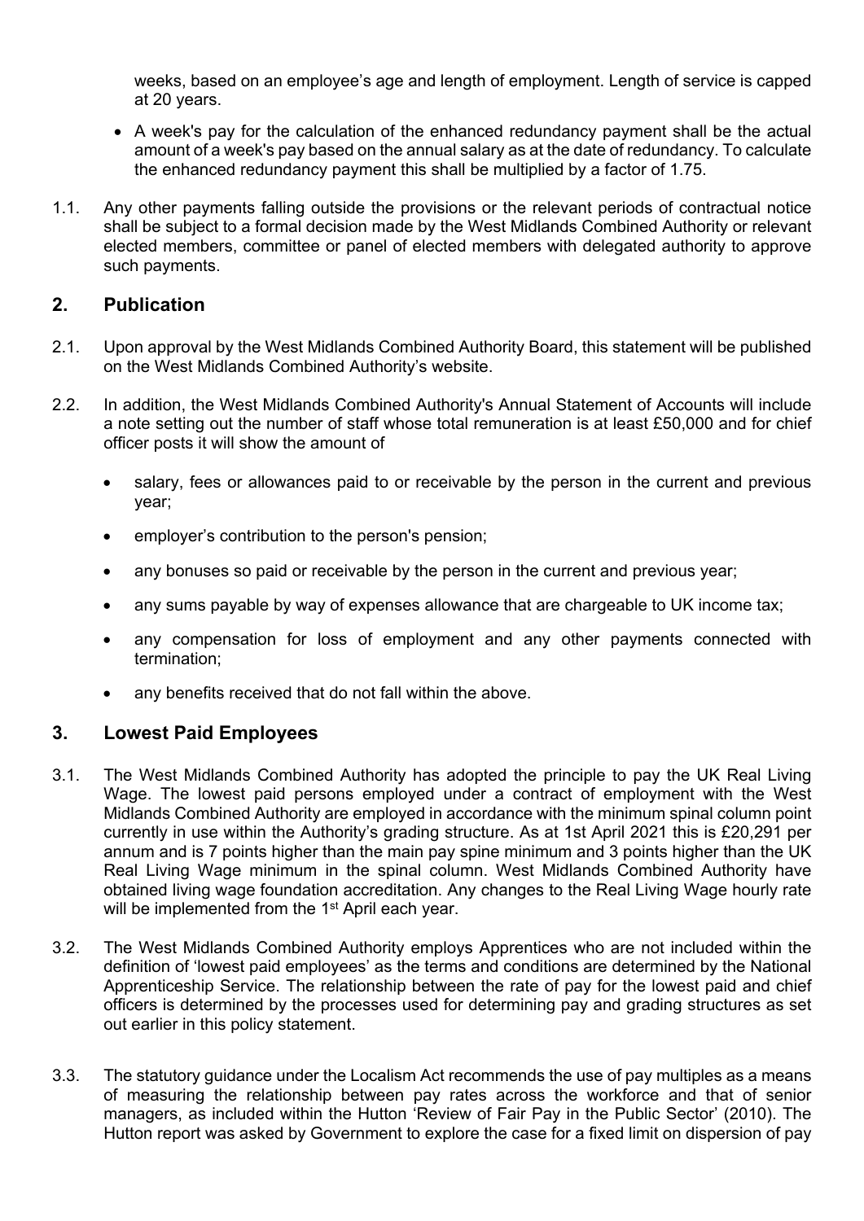weeks, based on an employee's age and length of employment. Length of service is capped at 20 years.

- A week's pay for the calculation of the enhanced redundancy payment shall be the actual amount of a week's pay based on the annual salary as at the date of redundancy. To calculate the enhanced redundancy payment this shall be multiplied by a factor of 1.75.

1.1. Any other payments falling outside the provisions or the relevant periods of contractual notice shall be subject to a formal decision made by the West Midlands Combined Authority or relevant elected members, committee or panel of elected members with delegated authority to approve such payments.

## 2. Publication

2.1. Upon approval by the West Midlands Combined Authority Board, this statement will be published on the West Midlands Combined Authority's website.

2.2. In addition, the West Midlands Combined Authority's Annual Statement of Accounts will include a note setting out the number of staff whose total remuneration is at least £50,000 and for chief officer posts it will show the amount of

- salary, fees or allowances paid to or receivable by the person in the current and previous year;
- employer's contribution to the person's pension;
- any bonuses so paid or receivable by the person in the current and previous year;
- any sums payable by way of expenses allowance that are chargeable to UK income tax;
- any compensation for loss of employment and any other payments connected with termination;
- any benefits received that do not fall within the above.

## 3. Lowest Paid Employees

3.1. The West Midlands Combined Authority has adopted the principle to pay the UK Real Living Wage. The lowest paid persons employed under a contract of employment with the West Midlands Combined Authority are employed in accordance with the minimum spinal column point currently in use within the Authority's grading structure. As at 1st April 2021 this is £20,291 per annum and is 7 points higher than the main pay spine minimum and 3 points higher than the UK Real Living Wage minimum in the spinal column. West Midlands Combined Authority have obtained living wage foundation accreditation. Any changes to the Real Living Wage hourly rate will be implemented from the 1st April each year.

3.2. The West Midlands Combined Authority employs Apprentices who are not included within the definition of 'lowest paid employees' as the terms and conditions are determined by the National Apprenticeship Service. The relationship between the rate of pay for the lowest paid and chief officers is determined by the processes used for determining pay and grading structures as set out earlier in this policy statement.

3.3. The statutory guidance under the Localism Act recommends the use of pay multiples as a means of measuring the relationship between pay rates across the workforce and that of senior managers, as included within the Hutton 'Review of Fair Pay in the Public Sector' (2010). The Hutton report was asked by Government to explore the case for a fixed limit on dispersion of pay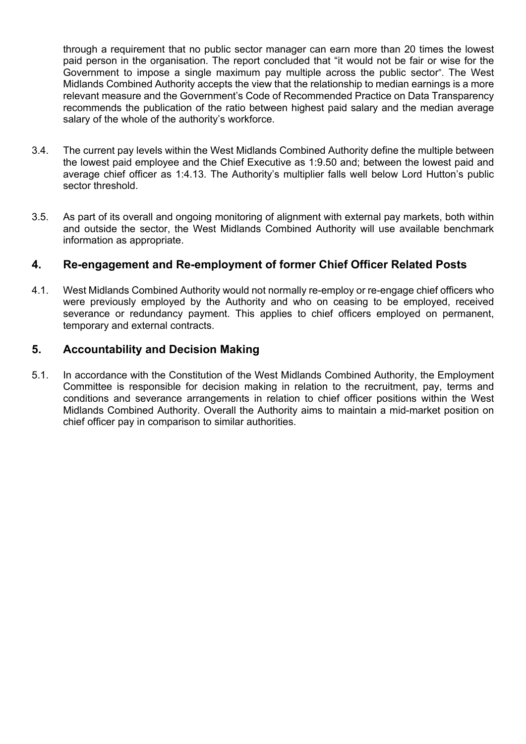through a requirement that no public sector manager can earn more than 20 times the lowest paid person in the organisation. The report concluded that "it would not be fair or wise for the Government to impose a single maximum pay multiple across the public sector". The West Midlands Combined Authority accepts the view that the relationship to median earnings is a more relevant measure and the Government's Code of Recommended Practice on Data Transparency recommends the publication of the ratio between highest paid salary and the median average salary of the whole of the authority's workforce.

3.4. The current pay levels within the West Midlands Combined Authority define the multiple between the lowest paid employee and the Chief Executive as 1:9.50 and; between the lowest paid and average chief officer as 1:4.13. The Authority's multiplier falls well below Lord Hutton's public sector threshold.

3.5. As part of its overall and ongoing monitoring of alignment with external pay markets, both within and outside the sector, the West Midlands Combined Authority will use available benchmark information as appropriate.

## 4. Re-engagement and Re-employment of former Chief Officer Related Posts

4.1. West Midlands Combined Authority would not normally re-employ or re-engage chief officers who were previously employed by the Authority and who on ceasing to be employed, received severance or redundancy payment. This applies to chief officers employed on permanent, temporary and external contracts.

## 5. Accountability and Decision Making

5.1. In accordance with the Constitution of the West Midlands Combined Authority, the Employment Committee is responsible for decision making in relation to the recruitment, pay, terms and conditions and severance arrangements in relation to chief officer positions within the West Midlands Combined Authority. Overall the Authority aims to maintain a mid-market position on chief officer pay in comparison to similar authorities.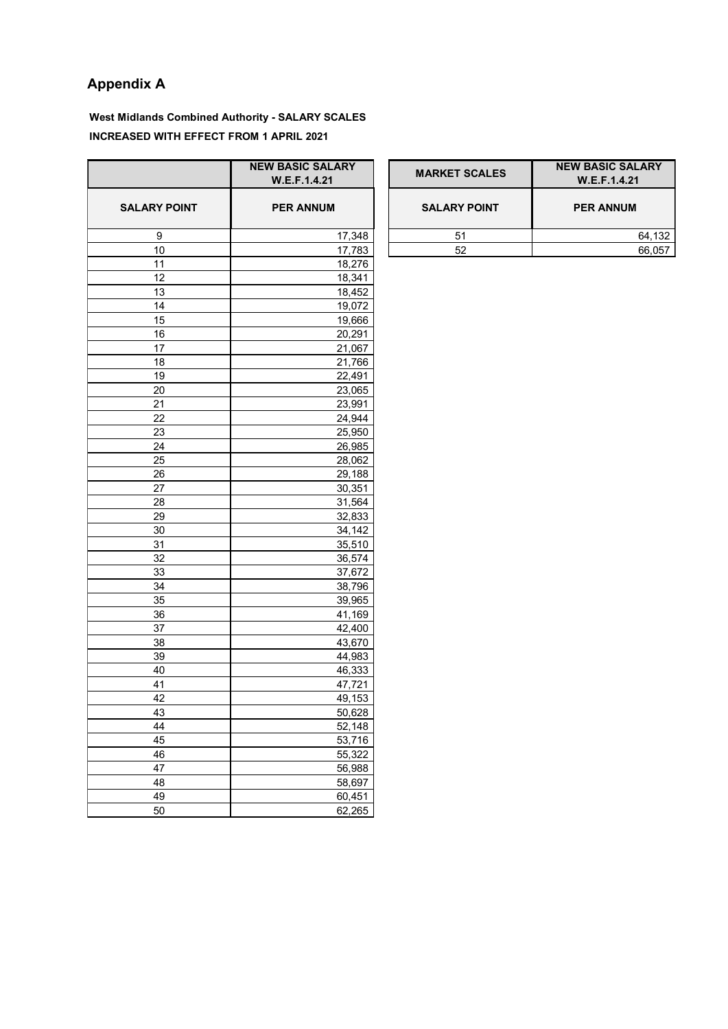## Appendix A

**West Midlands Combined Authority - SALARY SCALES**

**INCREASED WITH EFFECT FROM 1 APRIL 2021**

| | NEW BASIC SALARY W.E.F.1.4.21 |
|---|---|
| SALARY POINT | PER ANNUM |
| 9 | 17,348 |
| 10 | 17,783 |
| 11 | 18,276 |
| 12 | 18,341 |
| 13 | 18,452 |
| 14 | 19,072 |
| 15 | 19,666 |
| 16 | 20,291 |
| 17 | 21,067 |
| 18 | 21,766 |
| 19 | 22,491 |
| 20 | 23,065 |
| 21 | 23,991 |
| 22 | 24,944 |
| 23 | 25,950 |
| 24 | 26,985 |
| 25 | 28,062 |
| 26 | 29,188 |
| 27 | 30,351 |
| 28 | 31,564 |
| 29 | 32,833 |
| 30 | 34,142 |
| 31 | 35,510 |
| 32 | 36,574 |
| 33 | 37,672 |
| 34 | 38,796 |
| 35 | 39,965 |
| 36 | 41,169 |
| 37 | 42,400 |
| 38 | 43,670 |
| 39 | 44,983 |
| 40 | 46,333 |
| 41 | 47,721 |
| 42 | 49,153 |
| 43 | 50,628 |
| 44 | 52,148 |
| 45 | 53,716 |
| 46 | 55,322 |
| 47 | 56,988 |
| 48 | 58,697 |
| 49 | 60,451 |
| 50 | 62,265 |

| MARKET SCALES | NEW BASIC SALARY W.E.F.1.4.21 |
|---|---|
| SALARY POINT | PER ANNUM |
| 51 | 64,132 |
| 52 | 66,057 |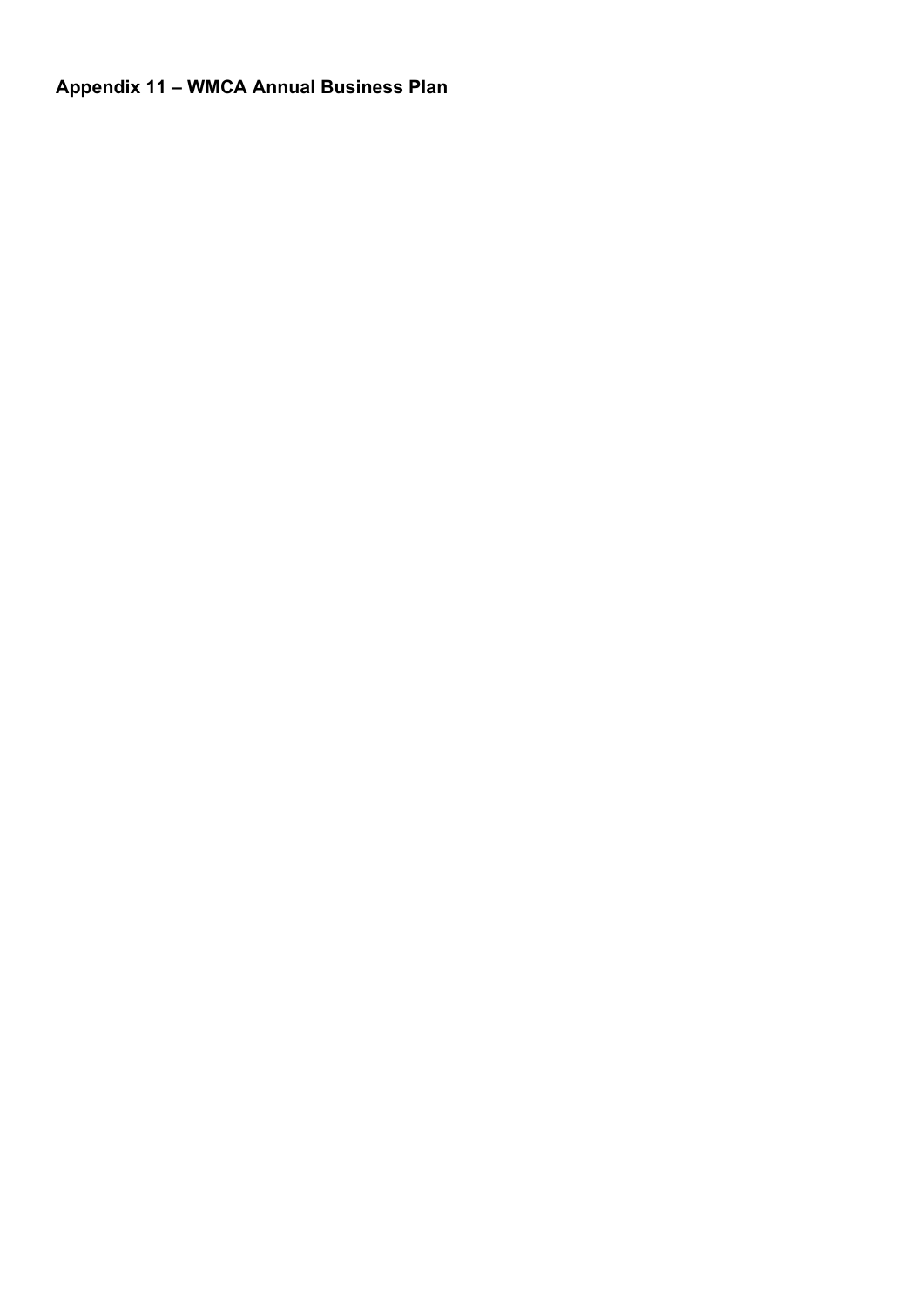## Appendix 11 – WMCA Annual Business Plan